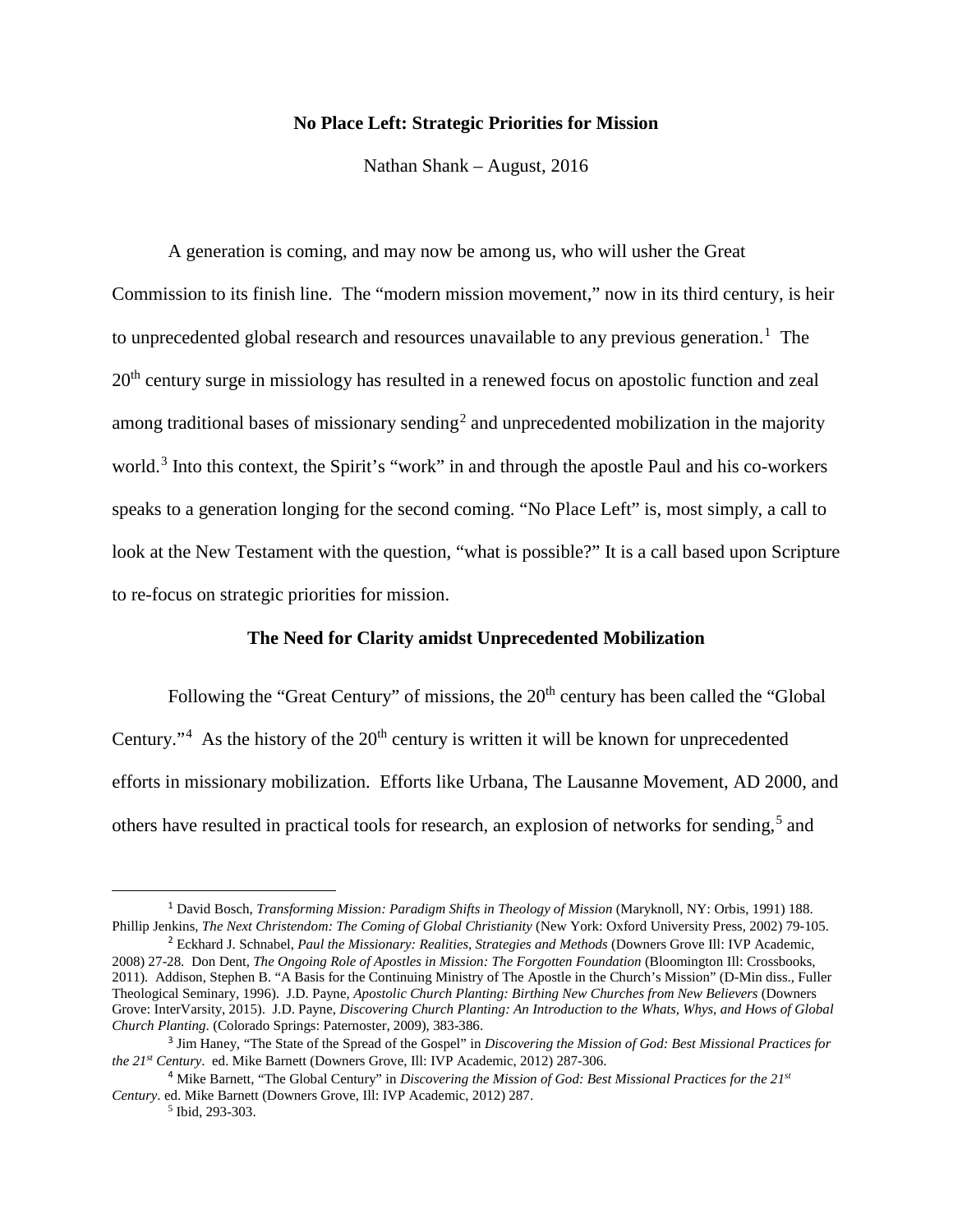# No Place Left: Strategic Priorities for Mission

Nathan Shank – August, 2016

A generation is coming, and may now be among us, who will usher the Great Commission to its finish line. The "modern mission movement," now in its third century, is heir to unprecedented global research and resources unavailable to any previous generation.[1] The 20th century surge in missiology has resulted in a renewed focus on apostolic function and zeal among traditional bases of missionary sending[2] and unprecedented mobilization in the majority world.[3] Into this context, the Spirit's "work" in and through the apostle Paul and his co-workers speaks to a generation longing for the second coming. "No Place Left" is, most simply, a call to look at the New Testament with the question, "what is possible?" It is a call based upon Scripture to re-focus on strategic priorities for mission.

## The Need for Clarity amidst Unprecedented Mobilization

Following the "Great Century" of missions, the 20th century has been called the "Global Century."[4] As the history of the 20th century is written it will be known for unprecedented efforts in missionary mobilization. Efforts like Urbana, The Lausanne Movement, AD 2000, and others have resulted in practical tools for research, an explosion of networks for sending,[5] and

---

[1] David Bosch, *Transforming Mission: Paradigm Shifts in Theology of Mission* (Maryknoll, NY: Orbis, 1991) 188. Phillip Jenkins, *The Next Christendom: The Coming of Global Christianity* (New York: Oxford University Press, 2002) 79-105.

[2] Eckhard J. Schnabel, *Paul the Missionary: Realities, Strategies and Methods* (Downers Grove Ill: IVP Academic, 2008) 27-28. Don Dent, *The Ongoing Role of Apostles in Mission: The Forgotten Foundation* (Bloomington Ill: Crossbooks, 2011). Addison, Stephen B. "A Basis for the Continuing Ministry of The Apostle in the Church's Mission" (D-Min diss., Fuller Theological Seminary, 1996). J.D. Payne, *Apostolic Church Planting: Birthing New Churches from New Believers* (Downers Grove: InterVarsity, 2015). J.D. Payne, *Discovering Church Planting: An Introduction to the Whats, Whys, and Hows of Global Church Planting*. (Colorado Springs: Paternoster, 2009), 383-386.

[3] Jim Haney, "The State of the Spread of the Gospel" in *Discovering the Mission of God: Best Missional Practices for the 21st Century*. ed. Mike Barnett (Downers Grove, Ill: IVP Academic, 2012) 287-306.

[4] Mike Barnett, "The Global Century" in *Discovering the Mission of God: Best Missional Practices for the 21st Century*. ed. Mike Barnett (Downers Grove, Ill: IVP Academic, 2012) 287.

[5] Ibid, 293-303.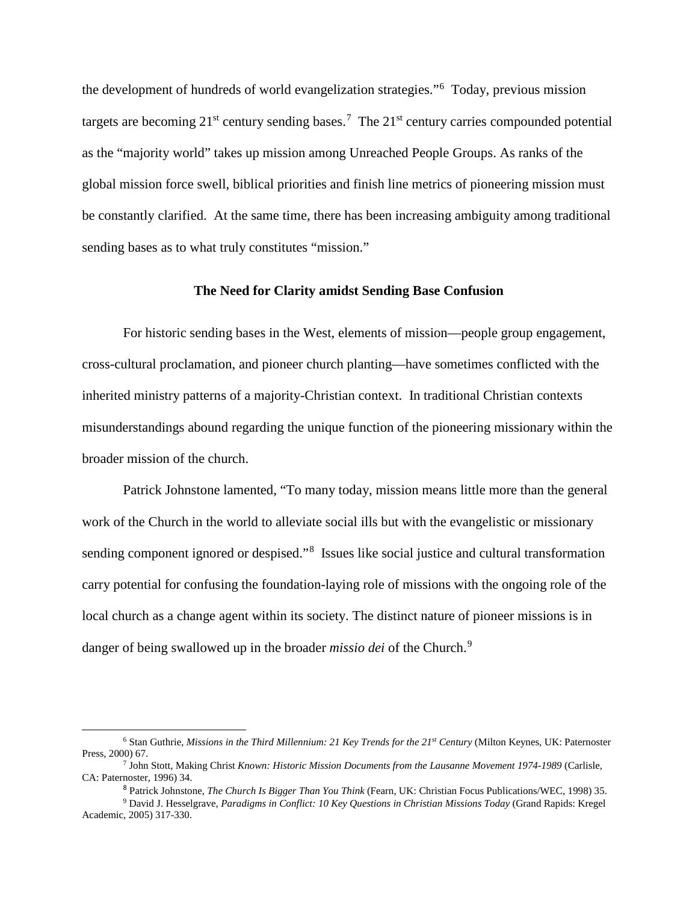the development of hundreds of world evangelization strategies."[6] Today, previous mission targets are becoming 21st century sending bases.[7] The 21st century carries compounded potential as the "majority world" takes up mission among Unreached People Groups. As ranks of the global mission force swell, biblical priorities and finish line metrics of pioneering mission must be constantly clarified. At the same time, there has been increasing ambiguity among traditional sending bases as to what truly constitutes "mission."

### The Need for Clarity amidst Sending Base Confusion

For historic sending bases in the West, elements of mission—people group engagement, cross-cultural proclamation, and pioneer church planting—have sometimes conflicted with the inherited ministry patterns of a majority-Christian context. In traditional Christian contexts misunderstandings abound regarding the unique function of the pioneering missionary within the broader mission of the church.

Patrick Johnstone lamented, "To many today, mission means little more than the general work of the Church in the world to alleviate social ills but with the evangelistic or missionary sending component ignored or despised."[8] Issues like social justice and cultural transformation carry potential for confusing the foundation-laying role of missions with the ongoing role of the local church as a change agent within its society. The distinct nature of pioneer missions is in danger of being swallowed up in the broader *missio dei* of the Church.[9]

---

[6] Stan Guthrie, *Missions in the Third Millennium: 21 Key Trends for the 21st Century* (Milton Keynes, UK: Paternoster Press, 2000) 67.

[7] John Stott, Making Christ *Known: Historic Mission Documents from the Lausanne Movement 1974-1989* (Carlisle, CA: Paternoster, 1996) 34.

[8] Patrick Johnstone, *The Church Is Bigger Than You Think* (Fearn, UK: Christian Focus Publications/WEC, 1998) 35.

[9] David J. Hesselgrave, *Paradigms in Conflict: 10 Key Questions in Christian Missions Today* (Grand Rapids: Kregel Academic, 2005) 317-330.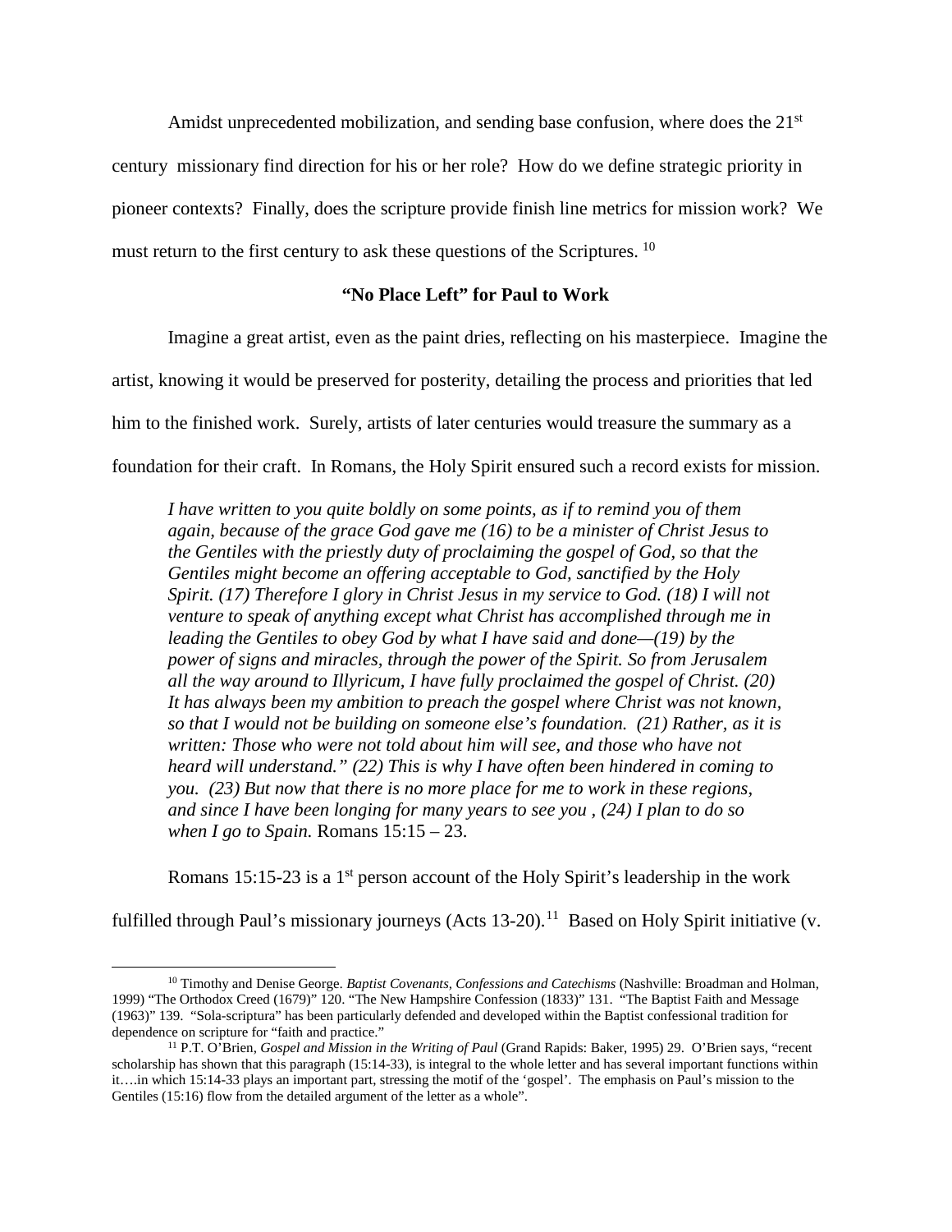Amidst unprecedented mobilization, and sending base confusion, where does the 21st century missionary find direction for his or her role? How do we define strategic priority in pioneer contexts? Finally, does the scripture provide finish line metrics for mission work? We must return to the first century to ask these questions of the Scriptures. [10]

### "No Place Left" for Paul to Work

Imagine a great artist, even as the paint dries, reflecting on his masterpiece. Imagine the artist, knowing it would be preserved for posterity, detailing the process and priorities that led him to the finished work. Surely, artists of later centuries would treasure the summary as a foundation for their craft. In Romans, the Holy Spirit ensured such a record exists for mission.

> *I have written to you quite boldly on some points, as if to remind you of them again, because of the grace God gave me (16) to be a minister of Christ Jesus to the Gentiles with the priestly duty of proclaiming the gospel of God, so that the Gentiles might become an offering acceptable to God, sanctified by the Holy Spirit. (17) Therefore I glory in Christ Jesus in my service to God. (18) I will not venture to speak of anything except what Christ has accomplished through me in leading the Gentiles to obey God by what I have said and done—(19) by the power of signs and miracles, through the power of the Spirit. So from Jerusalem all the way around to Illyricum, I have fully proclaimed the gospel of Christ. (20) It has always been my ambition to preach the gospel where Christ was not known, so that I would not be building on someone else's foundation. (21) Rather, as it is written: Those who were not told about him will see, and those who have not heard will understand." (22) This is why I have often been hindered in coming to you. (23) But now that there is no more place for me to work in these regions, and since I have been longing for many years to see you , (24) I plan to do so when I go to Spain.* Romans 15:15 – 23.

Romans 15:15-23 is a 1st person account of the Holy Spirit's leadership in the work fulfilled through Paul's missionary journeys (Acts 13-20).[11] Based on Holy Spirit initiative (v.

---

[10] Timothy and Denise George. *Baptist Covenants, Confessions and Catechisms* (Nashville: Broadman and Holman, 1999) "The Orthodox Creed (1679)" 120. "The New Hampshire Confession (1833)" 131. "The Baptist Faith and Message (1963)" 139. "Sola-scriptura" has been particularly defended and developed within the Baptist confessional tradition for dependence on scripture for "faith and practice."

[11] P.T. O'Brien, *Gospel and Mission in the Writing of Paul* (Grand Rapids: Baker, 1995) 29. O'Brien says, "recent scholarship has shown that this paragraph (15:14-33), is integral to the whole letter and has several important functions within it….in which 15:14-33 plays an important part, stressing the motif of the 'gospel'. The emphasis on Paul's mission to the Gentiles (15:16) flow from the detailed argument of the letter as a whole".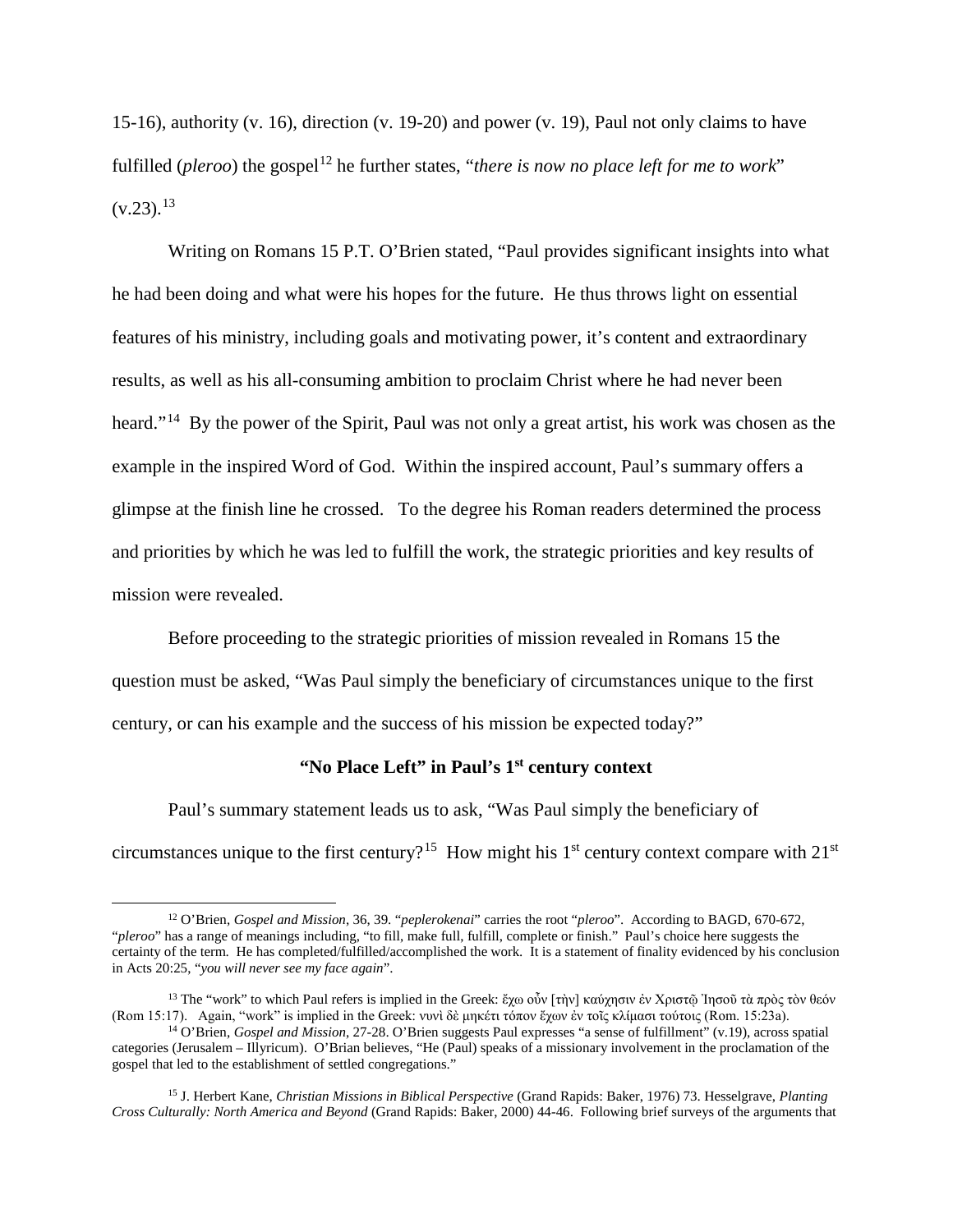15-16), authority (v. 16), direction (v. 19-20) and power (v. 19), Paul not only claims to have fulfilled (*pleroo*) the gospel[12] he further states, "*there is now no place left for me to work*" (v.23).[13]

Writing on Romans 15 P.T. O'Brien stated, "Paul provides significant insights into what he had been doing and what were his hopes for the future. He thus throws light on essential features of his ministry, including goals and motivating power, it's content and extraordinary results, as well as his all-consuming ambition to proclaim Christ where he had never been heard."[14] By the power of the Spirit, Paul was not only a great artist, his work was chosen as the example in the inspired Word of God. Within the inspired account, Paul's summary offers a glimpse at the finish line he crossed. To the degree his Roman readers determined the process and priorities by which he was led to fulfill the work, the strategic priorities and key results of mission were revealed.

Before proceeding to the strategic priorities of mission revealed in Romans 15 the question must be asked, "Was Paul simply the beneficiary of circumstances unique to the first century, or can his example and the success of his mission be expected today?"

### "No Place Left" in Paul's 1st century context

Paul's summary statement leads us to ask, "Was Paul simply the beneficiary of circumstances unique to the first century?[15] How might his 1st century context compare with 21st

---

[12] O'Brien, *Gospel and Mission*, 36, 39. "*peplerokenai*" carries the root "*pleroo*". According to BAGD, 670-672, "*pleroo*" has a range of meanings including, "to fill, make full, fulfill, complete or finish." Paul's choice here suggests the certainty of the term. He has completed/fulfilled/accomplished the work. It is a statement of finality evidenced by his conclusion in Acts 20:25, "*you will never see my face again*".

[13] The "work" to which Paul refers is implied in the Greek: ἔχω οὖν [τὴν] καύχησιν ἐν Χριστῷ Ἰησοῦ τὰ πρὸς τὸν θεόν (Rom 15:17). Again, "work" is implied in the Greek: νυνὶ δὲ μηκέτι τόπον ἔχων ἐν τοῖς κλίμασι τούτοις (Rom. 15:23a).

[14] O'Brien, *Gospel and Mission*, 27-28. O'Brien suggests Paul expresses "a sense of fulfillment" (v.19), across spatial categories (Jerusalem – Illyricum). O'Brian believes, "He (Paul) speaks of a missionary involvement in the proclamation of the gospel that led to the establishment of settled congregations."

[15] J. Herbert Kane, *Christian Missions in Biblical Perspective* (Grand Rapids: Baker, 1976) 73. Hesselgrave, *Planting Cross Culturally: North America and Beyond* (Grand Rapids: Baker, 2000) 44-46. Following brief surveys of the arguments that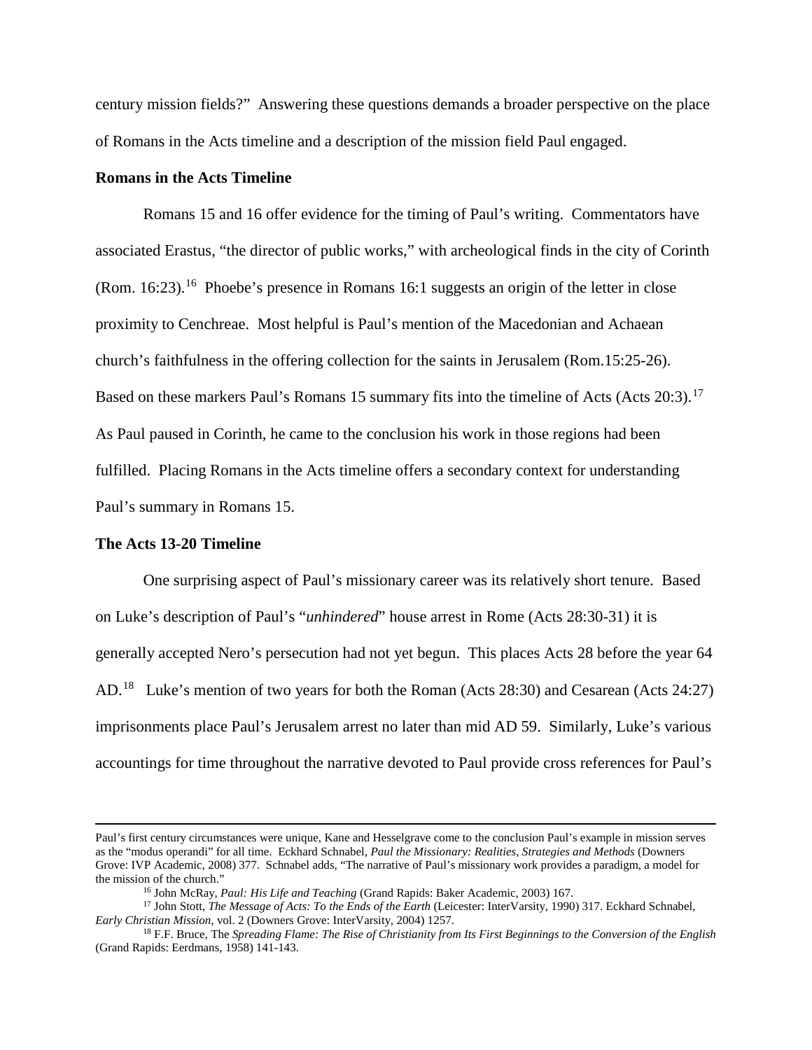century mission fields?" Answering these questions demands a broader perspective on the place of Romans in the Acts timeline and a description of the mission field Paul engaged.

**Romans in the Acts Timeline**

Romans 15 and 16 offer evidence for the timing of Paul's writing. Commentators have associated Erastus, "the director of public works," with archeological finds in the city of Corinth (Rom. 16:23).[16] Phoebe's presence in Romans 16:1 suggests an origin of the letter in close proximity to Cenchreae. Most helpful is Paul's mention of the Macedonian and Achaean church's faithfulness in the offering collection for the saints in Jerusalem (Rom.15:25-26). Based on these markers Paul's Romans 15 summary fits into the timeline of Acts (Acts 20:3).[17] As Paul paused in Corinth, he came to the conclusion his work in those regions had been fulfilled. Placing Romans in the Acts timeline offers a secondary context for understanding Paul's summary in Romans 15.

**The Acts 13-20 Timeline**

One surprising aspect of Paul's missionary career was its relatively short tenure. Based on Luke's description of Paul's "*unhindered*" house arrest in Rome (Acts 28:30-31) it is generally accepted Nero's persecution had not yet begun. This places Acts 28 before the year 64 AD.[18] Luke's mention of two years for both the Roman (Acts 28:30) and Cesarean (Acts 24:27) imprisonments place Paul's Jerusalem arrest no later than mid AD 59. Similarly, Luke's various accountings for time throughout the narrative devoted to Paul provide cross references for Paul's

---

Paul's first century circumstances were unique, Kane and Hesselgrave come to the conclusion Paul's example in mission serves as the "modus operandi" for all time. Eckhard Schnabel, *Paul the Missionary: Realities, Strategies and Methods* (Downers Grove: IVP Academic, 2008) 377. Schnabel adds, "The narrative of Paul's missionary work provides a paradigm, a model for the mission of the church."

[16] John McRay, *Paul: His Life and Teaching* (Grand Rapids: Baker Academic, 2003) 167.

[17] John Stott, *The Message of Acts: To the Ends of the Earth* (Leicester: InterVarsity, 1990) 317. Eckhard Schnabel, *Early Christian Mission*, vol. 2 (Downers Grove: InterVarsity, 2004) 1257.

[18] F.F. Bruce, The *Spreading Flame: The Rise of Christianity from Its First Beginnings to the Conversion of the English* (Grand Rapids: Eerdmans, 1958) 141-143.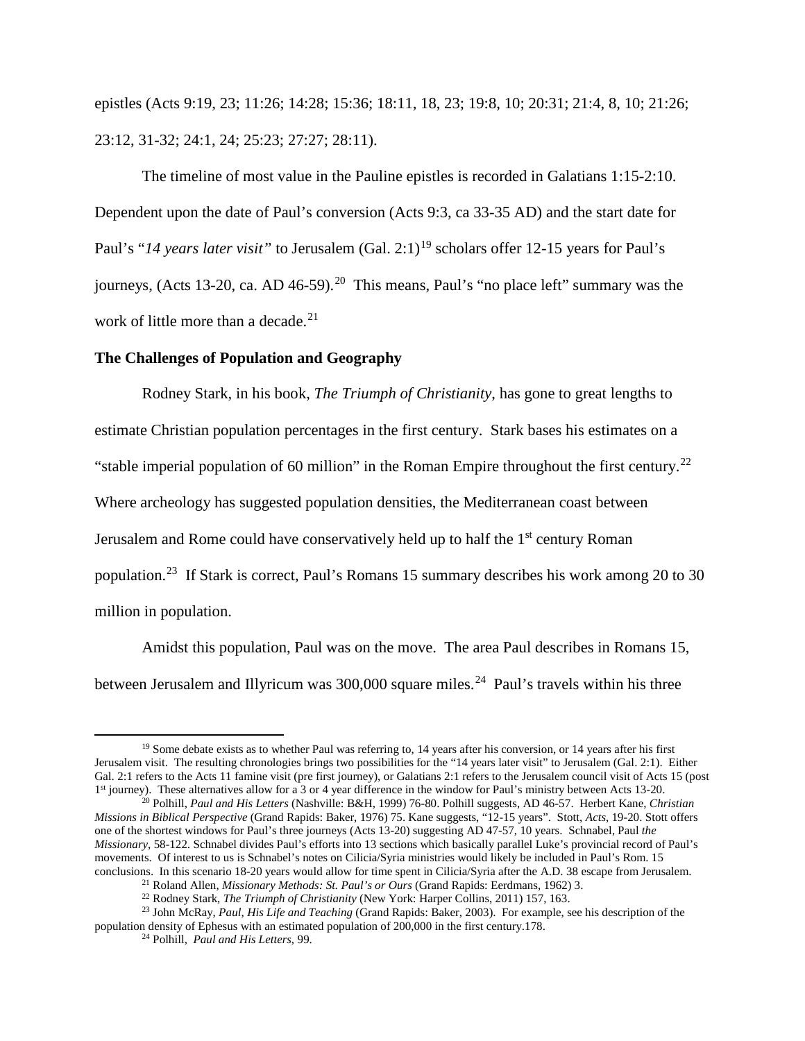epistles (Acts 9:19, 23; 11:26; 14:28; 15:36; 18:11, 18, 23; 19:8, 10; 20:31; 21:4, 8, 10; 21:26; 23:12, 31-32; 24:1, 24; 25:23; 27:27; 28:11).

The timeline of most value in the Pauline epistles is recorded in Galatians 1:15-2:10. Dependent upon the date of Paul's conversion (Acts 9:3, ca 33-35 AD) and the start date for Paul's "*14 years later visit"* to Jerusalem (Gal. 2:1)[19] scholars offer 12-15 years for Paul's journeys, (Acts 13-20, ca. AD 46-59).[20] This means, Paul's "no place left" summary was the work of little more than a decade.[21]

**The Challenges of Population and Geography**

Rodney Stark, in his book, *The Triumph of Christianity*, has gone to great lengths to estimate Christian population percentages in the first century. Stark bases his estimates on a "stable imperial population of 60 million" in the Roman Empire throughout the first century.[22] Where archeology has suggested population densities, the Mediterranean coast between Jerusalem and Rome could have conservatively held up to half the 1st century Roman population.[23] If Stark is correct, Paul's Romans 15 summary describes his work among 20 to 30 million in population.

Amidst this population, Paul was on the move. The area Paul describes in Romans 15, between Jerusalem and Illyricum was 300,000 square miles.[24] Paul's travels within his three

---

[19] Some debate exists as to whether Paul was referring to, 14 years after his conversion, or 14 years after his first Jerusalem visit. The resulting chronologies brings two possibilities for the "14 years later visit" to Jerusalem (Gal. 2:1). Either Gal. 2:1 refers to the Acts 11 famine visit (pre first journey), or Galatians 2:1 refers to the Jerusalem council visit of Acts 15 (post 1st journey). These alternatives allow for a 3 or 4 year difference in the window for Paul's ministry between Acts 13-20.

[20] Polhill, *Paul and His Letters* (Nashville: B&H, 1999) 76-80. Polhill suggests, AD 46-57. Herbert Kane, *Christian Missions in Biblical Perspective* (Grand Rapids: Baker, 1976) 75. Kane suggests, "12-15 years". Stott, *Acts*, 19-20. Stott offers one of the shortest windows for Paul's three journeys (Acts 13-20) suggesting AD 47-57, 10 years. Schnabel, Paul *the Missionary*, 58-122. Schnabel divides Paul's efforts into 13 sections which basically parallel Luke's provincial record of Paul's movements. Of interest to us is Schnabel's notes on Cilicia/Syria ministries would likely be included in Paul's Rom. 15 conclusions. In this scenario 18-20 years would allow for time spent in Cilicia/Syria after the A.D. 38 escape from Jerusalem.

[21] Roland Allen, *Missionary Methods: St. Paul's or Ours* (Grand Rapids: Eerdmans, 1962) 3.

[22] Rodney Stark, *The Triumph of Christianity* (New York: Harper Collins, 2011) 157, 163.

[23] John McRay, *Paul, His Life and Teaching* (Grand Rapids: Baker, 2003). For example, see his description of the population density of Ephesus with an estimated population of 200,000 in the first century.178.

[24] Polhill, *Paul and His Letters*, 99.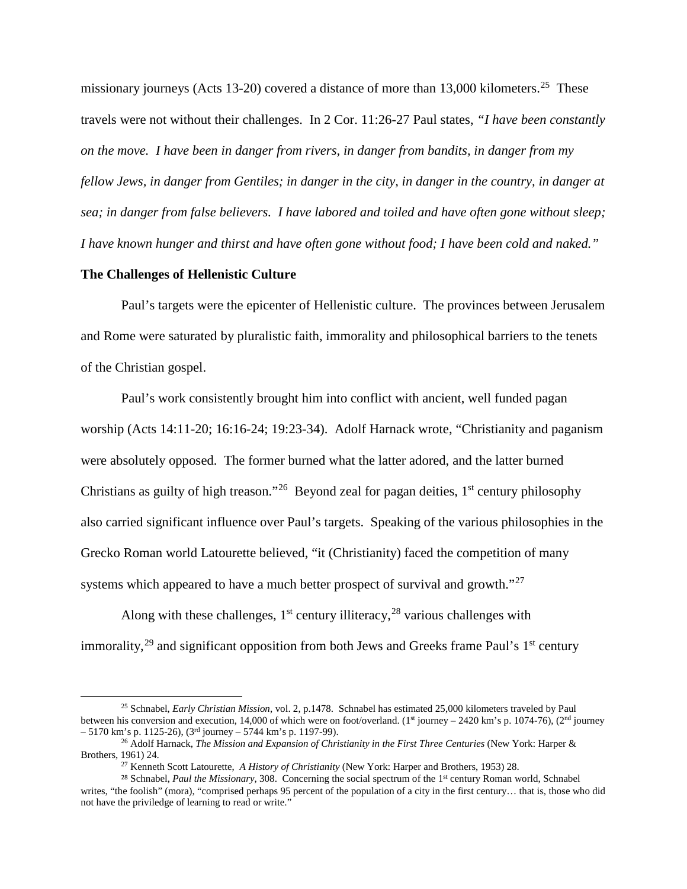missionary journeys (Acts 13-20) covered a distance of more than 13,000 kilometers.[25] These travels were not without their challenges. In 2 Cor. 11:26-27 Paul states, *"I have been constantly on the move. I have been in danger from rivers, in danger from bandits, in danger from my fellow Jews, in danger from Gentiles; in danger in the city, in danger in the country, in danger at sea; in danger from false believers. I have labored and toiled and have often gone without sleep; I have known hunger and thirst and have often gone without food; I have been cold and naked."*

**The Challenges of Hellenistic Culture**

Paul's targets were the epicenter of Hellenistic culture. The provinces between Jerusalem and Rome were saturated by pluralistic faith, immorality and philosophical barriers to the tenets of the Christian gospel.

Paul's work consistently brought him into conflict with ancient, well funded pagan worship (Acts 14:11-20; 16:16-24; 19:23-34). Adolf Harnack wrote, "Christianity and paganism were absolutely opposed. The former burned what the latter adored, and the latter burned Christians as guilty of high treason."[26] Beyond zeal for pagan deities, 1st century philosophy also carried significant influence over Paul's targets. Speaking of the various philosophies in the Grecko Roman world Latourette believed, "it (Christianity) faced the competition of many systems which appeared to have a much better prospect of survival and growth."[27]

Along with these challenges, 1st century illiteracy,[28] various challenges with immorality,[29] and significant opposition from both Jews and Greeks frame Paul's 1st century

---

[25] Schnabel, *Early Christian Mission*, vol. 2, p.1478. Schnabel has estimated 25,000 kilometers traveled by Paul between his conversion and execution, 14,000 of which were on foot/overland. (1st journey – 2420 km's p. 1074-76), (2nd journey – 5170 km's p. 1125-26), (3rd journey – 5744 km's p. 1197-99).

[26] Adolf Harnack, *The Mission and Expansion of Christianity in the First Three Centuries* (New York: Harper & Brothers, 1961) 24.

[27] Kenneth Scott Latourette, *A History of Christianity* (New York: Harper and Brothers, 1953) 28.

[28] Schnabel, *Paul the Missionary*, 308. Concerning the social spectrum of the 1st century Roman world, Schnabel writes, "the foolish" (mora), "comprised perhaps 95 percent of the population of a city in the first century… that is, those who did not have the priviledge of learning to read or write."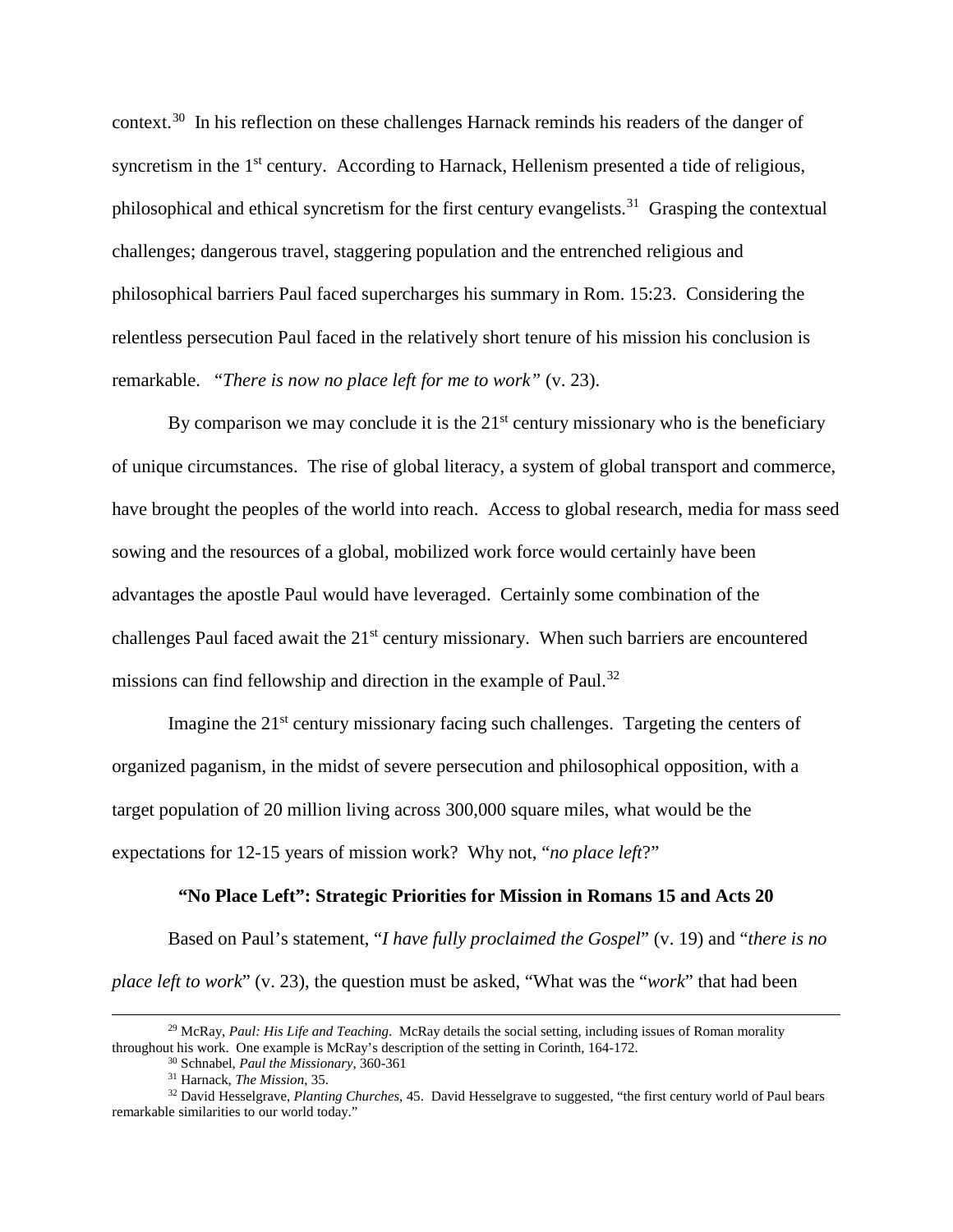context.[30] In his reflection on these challenges Harnack reminds his readers of the danger of syncretism in the 1st century. According to Harnack, Hellenism presented a tide of religious, philosophical and ethical syncretism for the first century evangelists.[31] Grasping the contextual challenges; dangerous travel, staggering population and the entrenched religious and philosophical barriers Paul faced supercharges his summary in Rom. 15:23. Considering the relentless persecution Paul faced in the relatively short tenure of his mission his conclusion is remarkable. *"There is now no place left for me to work"* (v. 23).

By comparison we may conclude it is the 21st century missionary who is the beneficiary of unique circumstances. The rise of global literacy, a system of global transport and commerce, have brought the peoples of the world into reach. Access to global research, media for mass seed sowing and the resources of a global, mobilized work force would certainly have been advantages the apostle Paul would have leveraged. Certainly some combination of the challenges Paul faced await the 21st century missionary. When such barriers are encountered missions can find fellowship and direction in the example of Paul.[32]

Imagine the 21st century missionary facing such challenges. Targeting the centers of organized paganism, in the midst of severe persecution and philosophical opposition, with a target population of 20 million living across 300,000 square miles, what would be the expectations for 12-15 years of mission work? Why not, "*no place left*?"

**"No Place Left": Strategic Priorities for Mission in Romans 15 and Acts 20**

Based on Paul's statement, "*I have fully proclaimed the Gospel*" (v. 19) and "*there is no place left to work*" (v. 23), the question must be asked, "What was the "*work*" that had been

---

[29] McRay, *Paul: His Life and Teaching*. McRay details the social setting, including issues of Roman morality throughout his work. One example is McRay's description of the setting in Corinth, 164-172.

[30] Schnabel, *Paul the Missionary*, 360-361

[31] Harnack, *The Mission*, 35.

[32] David Hesselgrave, *Planting Churches*, 45. David Hesselgrave to suggested, "the first century world of Paul bears remarkable similarities to our world today."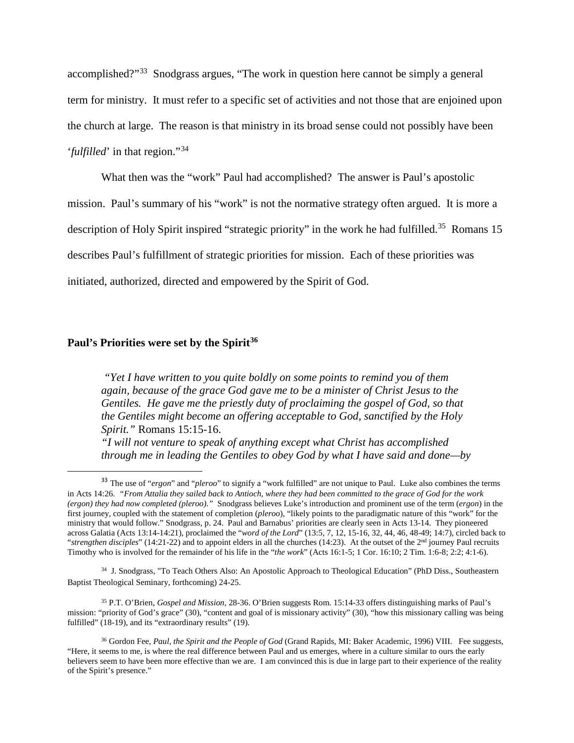accomplished?"[33] Snodgrass argues, "The work in question here cannot be simply a general term for ministry. It must refer to a specific set of activities and not those that are enjoined upon the church at large. The reason is that ministry in its broad sense could not possibly have been '*fulfilled*' in that region."[34]

What then was the "work" Paul had accomplished? The answer is Paul's apostolic mission. Paul's summary of his "work" is not the normative strategy often argued. It is more a description of Holy Spirit inspired "strategic priority" in the work he had fulfilled.[35] Romans 15 describes Paul's fulfillment of strategic priorities for mission. Each of these priorities was initiated, authorized, directed and empowered by the Spirit of God.

### **Paul's Priorities were set by the Spirit[36]**

> *"Yet I have written to you quite boldly on some points to remind you of them again, because of the grace God gave me to be a minister of Christ Jesus to the Gentiles. He gave me the priestly duty of proclaiming the gospel of God, so that the Gentiles might become an offering acceptable to God, sanctified by the Holy Spirit."* Romans 15:15-16.
> *"I will not venture to speak of anything except what Christ has accomplished through me in leading the Gentiles to obey God by what I have said and done—by*

---

[33] The use of "*ergon*" and "*pleroo*" to signify a "work fulfilled" are not unique to Paul. Luke also combines the terms in Acts 14:26. *"From Attalia they sailed back to Antioch, where they had been committed to the grace of God for the work (ergon) they had now completed (pleroo)."* Snodgrass believes Luke's introduction and prominent use of the term (*ergon*) in the first journey, coupled with the statement of completion (*pleroo*), "likely points to the paradigmatic nature of this "work" for the ministry that would follow." Snodgrass, p. 24. Paul and Barnabus' priorities are clearly seen in Acts 13-14. They pioneered across Galatia (Acts 13:14-14:21), proclaimed the "*word of the Lord*" (13:5, 7, 12, 15-16, 32, 44, 46, 48-49; 14:7), circled back to "*strengthen disciples*" (14:21-22) and to appoint elders in all the churches (14:23). At the outset of the 2nd journey Paul recruits Timothy who is involved for the remainder of his life in the "*the work*" (Acts 16:1-5; 1 Cor. 16:10; 2 Tim. 1:6-8; 2:2; 4:1-6).

[34] J. Snodgrass, "To Teach Others Also: An Apostolic Approach to Theological Education" (PhD Diss., Southeastern Baptist Theological Seminary, forthcoming) 24-25.

[35] P.T. O'Brien, *Gospel and Mission*, 28-36. O'Brien suggests Rom. 15:14-33 offers distinguishing marks of Paul's mission: "priority of God's grace" (30), "content and goal of is missionary activity" (30), "how this missionary calling was being fulfilled" (18-19), and its "extraordinary results" (19).

[36] Gordon Fee, *Paul, the Spirit and the People of God* (Grand Rapids, MI: Baker Academic, 1996) VIII. Fee suggests, "Here, it seems to me, is where the real difference between Paul and us emerges, where in a culture similar to ours the early believers seem to have been more effective than we are. I am convinced this is due in large part to their experience of the reality of the Spirit's presence."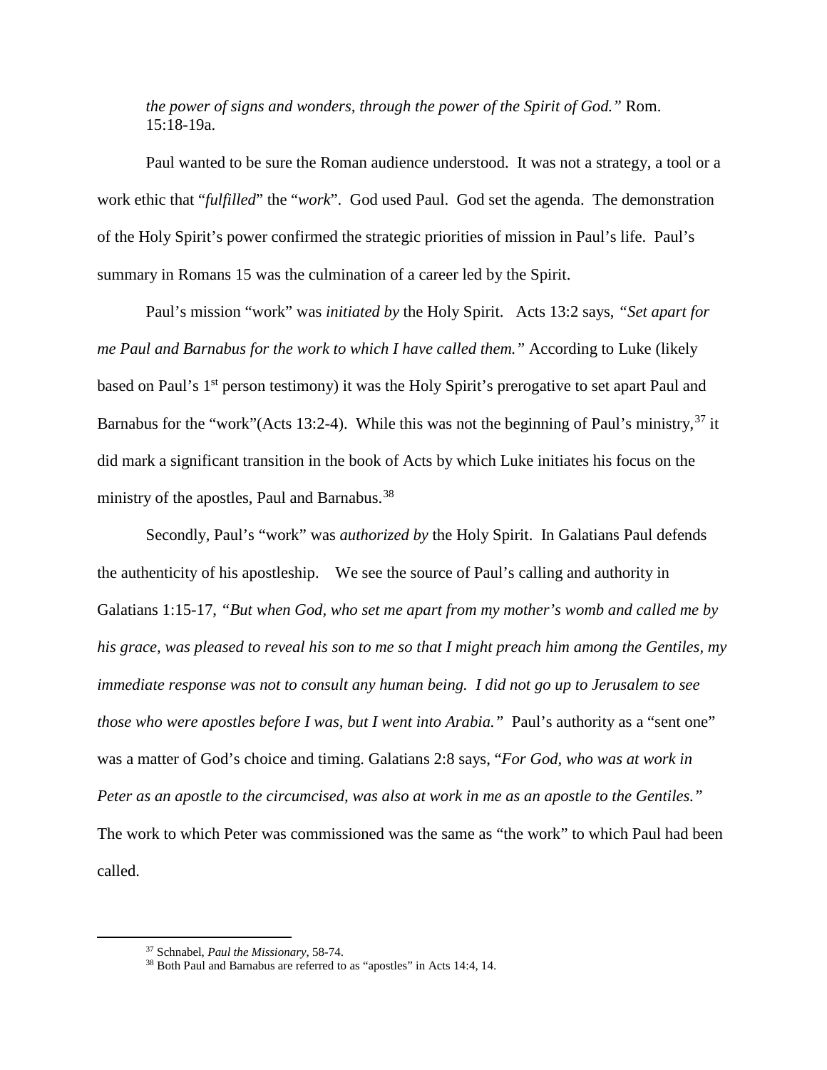*the power of signs and wonders, through the power of the Spirit of God."* Rom. 15:18-19a.

Paul wanted to be sure the Roman audience understood. It was not a strategy, a tool or a work ethic that "*fulfilled*" the "*work*". God used Paul. God set the agenda. The demonstration of the Holy Spirit's power confirmed the strategic priorities of mission in Paul's life. Paul's summary in Romans 15 was the culmination of a career led by the Spirit.

Paul's mission "work" was *initiated by* the Holy Spirit. Acts 13:2 says, *"Set apart for me Paul and Barnabus for the work to which I have called them."* According to Luke (likely based on Paul's 1st person testimony) it was the Holy Spirit's prerogative to set apart Paul and Barnabus for the "work"(Acts 13:2-4). While this was not the beginning of Paul's ministry,[37] it did mark a significant transition in the book of Acts by which Luke initiates his focus on the ministry of the apostles, Paul and Barnabus.[38]

Secondly, Paul's "work" was *authorized by* the Holy Spirit. In Galatians Paul defends the authenticity of his apostleship. We see the source of Paul's calling and authority in Galatians 1:15-17, *"But when God, who set me apart from my mother's womb and called me by his grace, was pleased to reveal his son to me so that I might preach him among the Gentiles, my immediate response was not to consult any human being. I did not go up to Jerusalem to see those who were apostles before I was, but I went into Arabia."* Paul's authority as a "sent one" was a matter of God's choice and timing. Galatians 2:8 says, "*For God, who was at work in Peter as an apostle to the circumcised, was also at work in me as an apostle to the Gentiles."* The work to which Peter was commissioned was the same as "the work" to which Paul had been called.

---

[37] Schnabel, *Paul the Missionary*, 58-74.

[38] Both Paul and Barnabus are referred to as "apostles" in Acts 14:4, 14.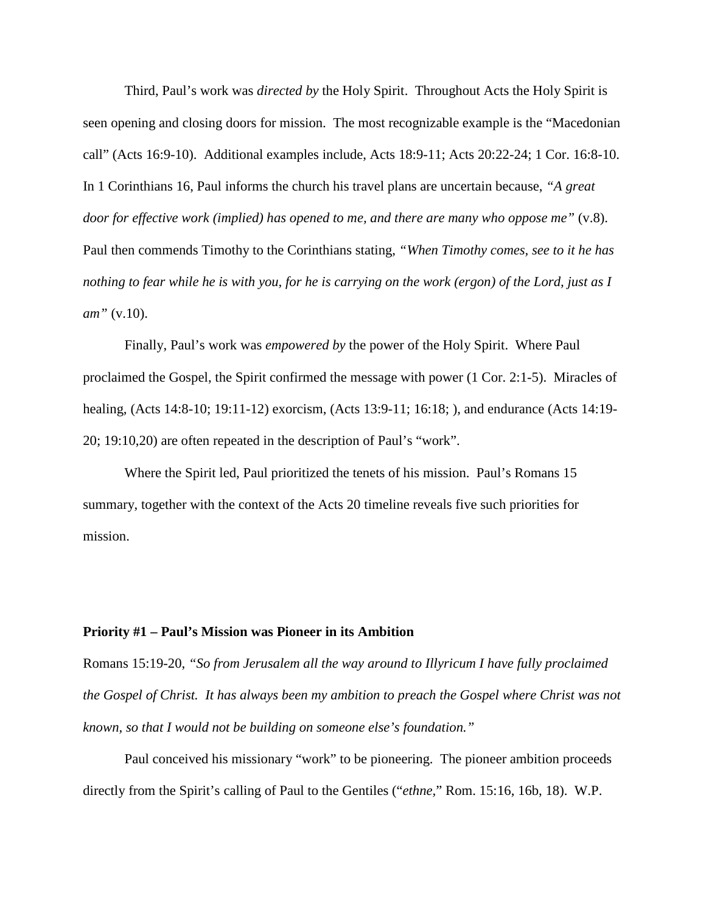Third, Paul's work was *directed by* the Holy Spirit. Throughout Acts the Holy Spirit is seen opening and closing doors for mission. The most recognizable example is the "Macedonian call" (Acts 16:9-10). Additional examples include, Acts 18:9-11; Acts 20:22-24; 1 Cor. 16:8-10. In 1 Corinthians 16, Paul informs the church his travel plans are uncertain because, *"A great door for effective work (implied) has opened to me, and there are many who oppose me"* (v.8). Paul then commends Timothy to the Corinthians stating, *"When Timothy comes, see to it he has nothing to fear while he is with you, for he is carrying on the work (ergon) of the Lord, just as I am"* (v.10).

Finally, Paul's work was *empowered by* the power of the Holy Spirit. Where Paul proclaimed the Gospel, the Spirit confirmed the message with power (1 Cor. 2:1-5). Miracles of healing, (Acts 14:8-10; 19:11-12) exorcism, (Acts 13:9-11; 16:18; ), and endurance (Acts 14:19-20; 19:10,20) are often repeated in the description of Paul's "work".

Where the Spirit led, Paul prioritized the tenets of his mission. Paul's Romans 15 summary, together with the context of the Acts 20 timeline reveals five such priorities for mission.

**Priority #1 – Paul's Mission was Pioneer in its Ambition**

Romans 15:19-20, *"So from Jerusalem all the way around to Illyricum I have fully proclaimed the Gospel of Christ. It has always been my ambition to preach the Gospel where Christ was not known, so that I would not be building on someone else's foundation."*

Paul conceived his missionary "work" to be pioneering. The pioneer ambition proceeds directly from the Spirit's calling of Paul to the Gentiles ("*ethne*," Rom. 15:16, 16b, 18). W.P.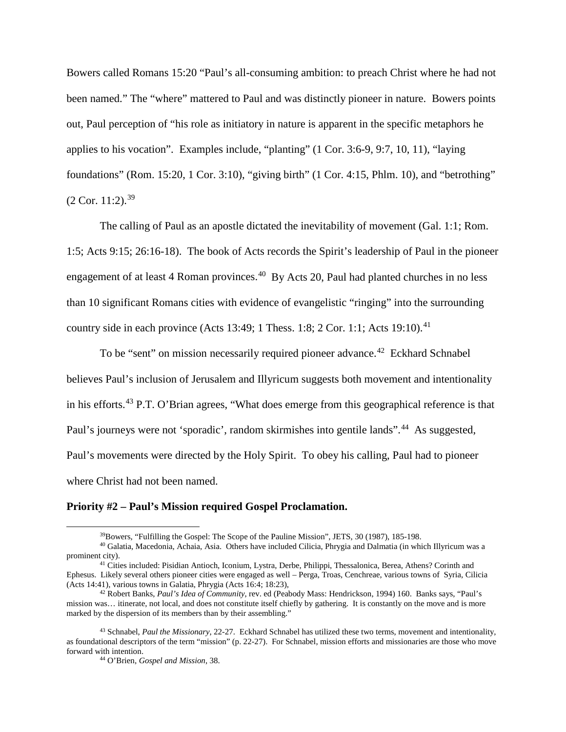Bowers called Romans 15:20 "Paul's all-consuming ambition: to preach Christ where he had not been named." The "where" mattered to Paul and was distinctly pioneer in nature. Bowers points out, Paul perception of "his role as initiatory in nature is apparent in the specific metaphors he applies to his vocation". Examples include, "planting" (1 Cor. 3:6-9, 9:7, 10, 11), "laying foundations" (Rom. 15:20, 1 Cor. 3:10), "giving birth" (1 Cor. 4:15, Phlm. 10), and "betrothing" (2 Cor. 11:2).[39]

The calling of Paul as an apostle dictated the inevitability of movement (Gal. 1:1; Rom. 1:5; Acts 9:15; 26:16-18). The book of Acts records the Spirit's leadership of Paul in the pioneer engagement of at least 4 Roman provinces.[40] By Acts 20, Paul had planted churches in no less than 10 significant Romans cities with evidence of evangelistic "ringing" into the surrounding country side in each province (Acts 13:49; 1 Thess. 1:8; 2 Cor. 1:1; Acts 19:10).[41]

To be "sent" on mission necessarily required pioneer advance.[42] Eckhard Schnabel believes Paul's inclusion of Jerusalem and Illyricum suggests both movement and intentionality in his efforts.[43] P.T. O'Brian agrees, "What does emerge from this geographical reference is that Paul's journeys were not 'sporadic', random skirmishes into gentile lands".[44] As suggested, Paul's movements were directed by the Holy Spirit. To obey his calling, Paul had to pioneer where Christ had not been named.

**Priority #2 – Paul's Mission required Gospel Proclamation.**

---

[39] Bowers, "Fulfilling the Gospel: The Scope of the Pauline Mission", JETS, 30 (1987), 185-198.

[40] Galatia, Macedonia, Achaia, Asia. Others have included Cilicia, Phrygia and Dalmatia (in which Illyricum was a prominent city).

[41] Cities included: Pisidian Antioch, Iconium, Lystra, Derbe, Philippi, Thessalonica, Berea, Athens? Corinth and Ephesus. Likely several others pioneer cities were engaged as well – Perga, Troas, Cenchreae, various towns of Syria, Cilicia (Acts 14:41), various towns in Galatia, Phrygia (Acts 16:4; 18:23),

[42] Robert Banks, *Paul's Idea of Community*, rev. ed (Peabody Mass: Hendrickson, 1994) 160. Banks says, "Paul's mission was… itinerate, not local, and does not constitute itself chiefly by gathering. It is constantly on the move and is more marked by the dispersion of its members than by their assembling."

[43] Schnabel, *Paul the Missionary*, 22-27. Eckhard Schnabel has utilized these two terms, movement and intentionality, as foundational descriptors of the term "mission" (p. 22-27). For Schnabel, mission efforts and missionaries are those who move forward with intention.

[44] O'Brien, *Gospel and Mission*, 38.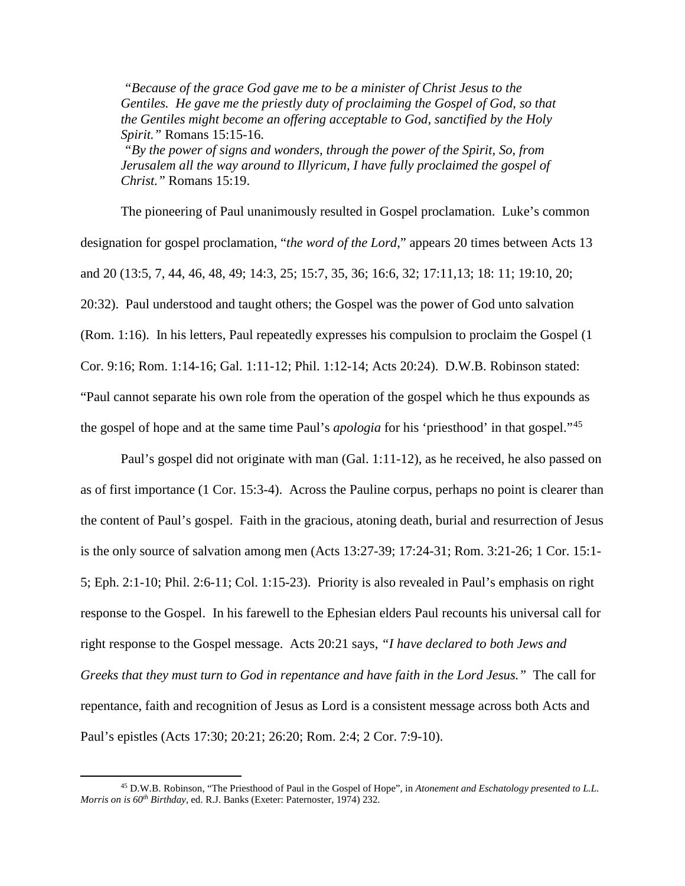> *"Because of the grace God gave me to be a minister of Christ Jesus to the Gentiles. He gave me the priestly duty of proclaiming the Gospel of God, so that the Gentiles might become an offering acceptable to God, sanctified by the Holy Spirit."* Romans 15:15-16.
>
> *"By the power of signs and wonders, through the power of the Spirit, So, from Jerusalem all the way around to Illyricum, I have fully proclaimed the gospel of Christ."* Romans 15:19.

The pioneering of Paul unanimously resulted in Gospel proclamation. Luke's common designation for gospel proclamation, "*the word of the Lord*," appears 20 times between Acts 13 and 20 (13:5, 7, 44, 46, 48, 49; 14:3, 25; 15:7, 35, 36; 16:6, 32; 17:11,13; 18: 11; 19:10, 20; 20:32). Paul understood and taught others; the Gospel was the power of God unto salvation (Rom. 1:16). In his letters, Paul repeatedly expresses his compulsion to proclaim the Gospel (1 Cor. 9:16; Rom. 1:14-16; Gal. 1:11-12; Phil. 1:12-14; Acts 20:24). D.W.B. Robinson stated: "Paul cannot separate his own role from the operation of the gospel which he thus expounds as the gospel of hope and at the same time Paul's *apologia* for his 'priesthood' in that gospel."[45]

Paul's gospel did not originate with man (Gal. 1:11-12), as he received, he also passed on as of first importance (1 Cor. 15:3-4). Across the Pauline corpus, perhaps no point is clearer than the content of Paul's gospel. Faith in the gracious, atoning death, burial and resurrection of Jesus is the only source of salvation among men (Acts 13:27-39; 17:24-31; Rom. 3:21-26; 1 Cor. 15:1-5; Eph. 2:1-10; Phil. 2:6-11; Col. 1:15-23). Priority is also revealed in Paul's emphasis on right response to the Gospel. In his farewell to the Ephesian elders Paul recounts his universal call for right response to the Gospel message. Acts 20:21 says, *"I have declared to both Jews and Greeks that they must turn to God in repentance and have faith in the Lord Jesus."* The call for repentance, faith and recognition of Jesus as Lord is a consistent message across both Acts and Paul's epistles (Acts 17:30; 20:21; 26:20; Rom. 2:4; 2 Cor. 7:9-10).

---

[45] D.W.B. Robinson, "The Priesthood of Paul in the Gospel of Hope", in *Atonement and Eschatology presented to L.L. Morris on is 60th Birthday*, ed. R.J. Banks (Exeter: Paternoster, 1974) 232.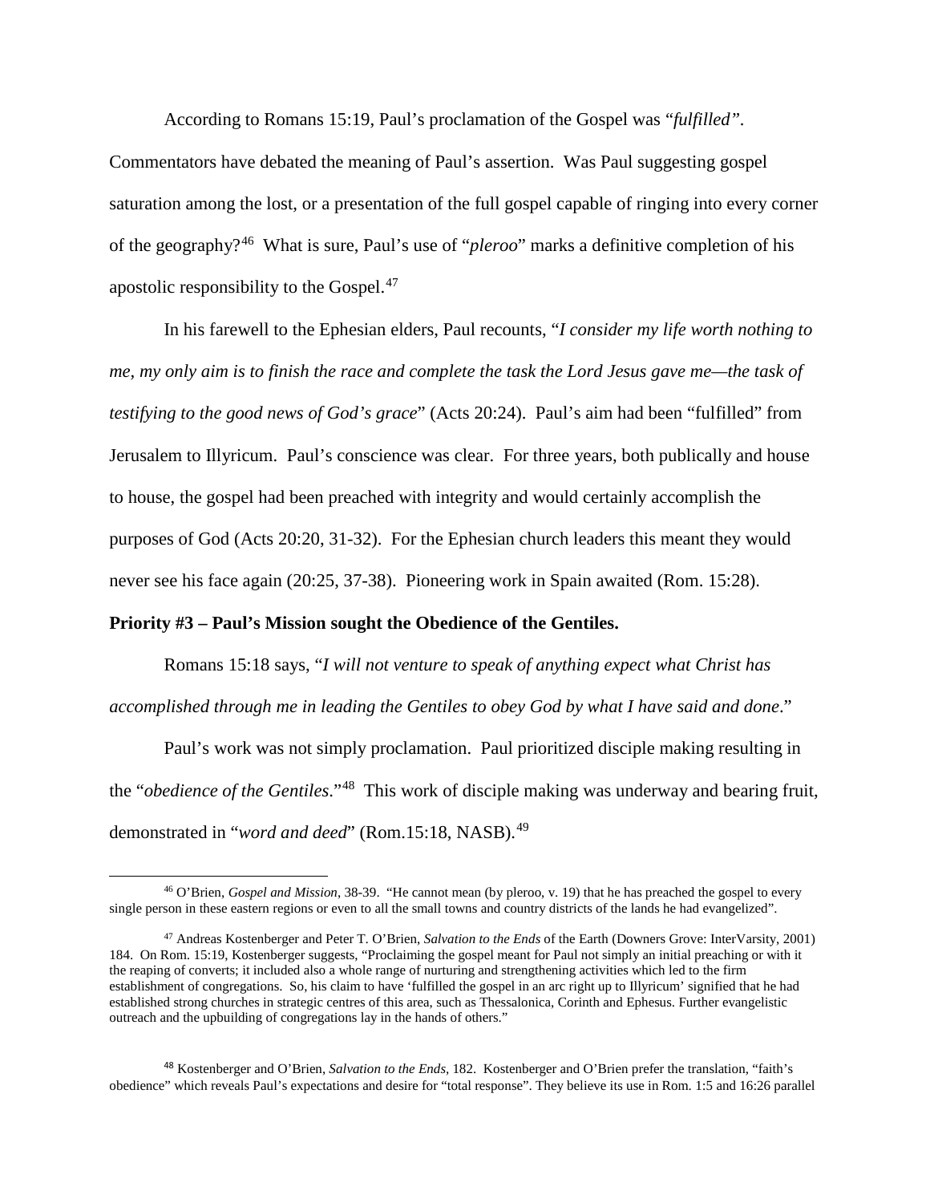According to Romans 15:19, Paul's proclamation of the Gospel was "*fulfilled"*. Commentators have debated the meaning of Paul's assertion. Was Paul suggesting gospel saturation among the lost, or a presentation of the full gospel capable of ringing into every corner of the geography?[46] What is sure, Paul's use of "*pleroo*" marks a definitive completion of his apostolic responsibility to the Gospel.[47]

In his farewell to the Ephesian elders, Paul recounts, "*I consider my life worth nothing to me, my only aim is to finish the race and complete the task the Lord Jesus gave me—the task of testifying to the good news of God's grace*" (Acts 20:24). Paul's aim had been "fulfilled" from Jerusalem to Illyricum. Paul's conscience was clear. For three years, both publically and house to house, the gospel had been preached with integrity and would certainly accomplish the purposes of God (Acts 20:20, 31-32). For the Ephesian church leaders this meant they would never see his face again (20:25, 37-38). Pioneering work in Spain awaited (Rom. 15:28).

**Priority #3 – Paul's Mission sought the Obedience of the Gentiles.**

Romans 15:18 says, "*I will not venture to speak of anything expect what Christ has accomplished through me in leading the Gentiles to obey God by what I have said and done*."

Paul's work was not simply proclamation. Paul prioritized disciple making resulting in the "*obedience of the Gentiles*."[48] This work of disciple making was underway and bearing fruit, demonstrated in "*word and deed*" (Rom.15:18, NASB).[49]

---

[46] O'Brien, *Gospel and Mission*, 38-39. "He cannot mean (by pleroo, v. 19) that he has preached the gospel to every single person in these eastern regions or even to all the small towns and country districts of the lands he had evangelized".

[47] Andreas Kostenberger and Peter T. O'Brien, *Salvation to the Ends* of the Earth (Downers Grove: InterVarsity, 2001) 184. On Rom. 15:19, Kostenberger suggests, "Proclaiming the gospel meant for Paul not simply an initial preaching or with it the reaping of converts; it included also a whole range of nurturing and strengthening activities which led to the firm establishment of congregations. So, his claim to have 'fulfilled the gospel in an arc right up to Illyricum' signified that he had established strong churches in strategic centres of this area, such as Thessalonica, Corinth and Ephesus. Further evangelistic outreach and the upbuilding of congregations lay in the hands of others."

[48] Kostenberger and O'Brien, *Salvation to the Ends*, 182. Kostenberger and O'Brien prefer the translation, "faith's obedience" which reveals Paul's expectations and desire for "total response". They believe its use in Rom. 1:5 and 16:26 parallel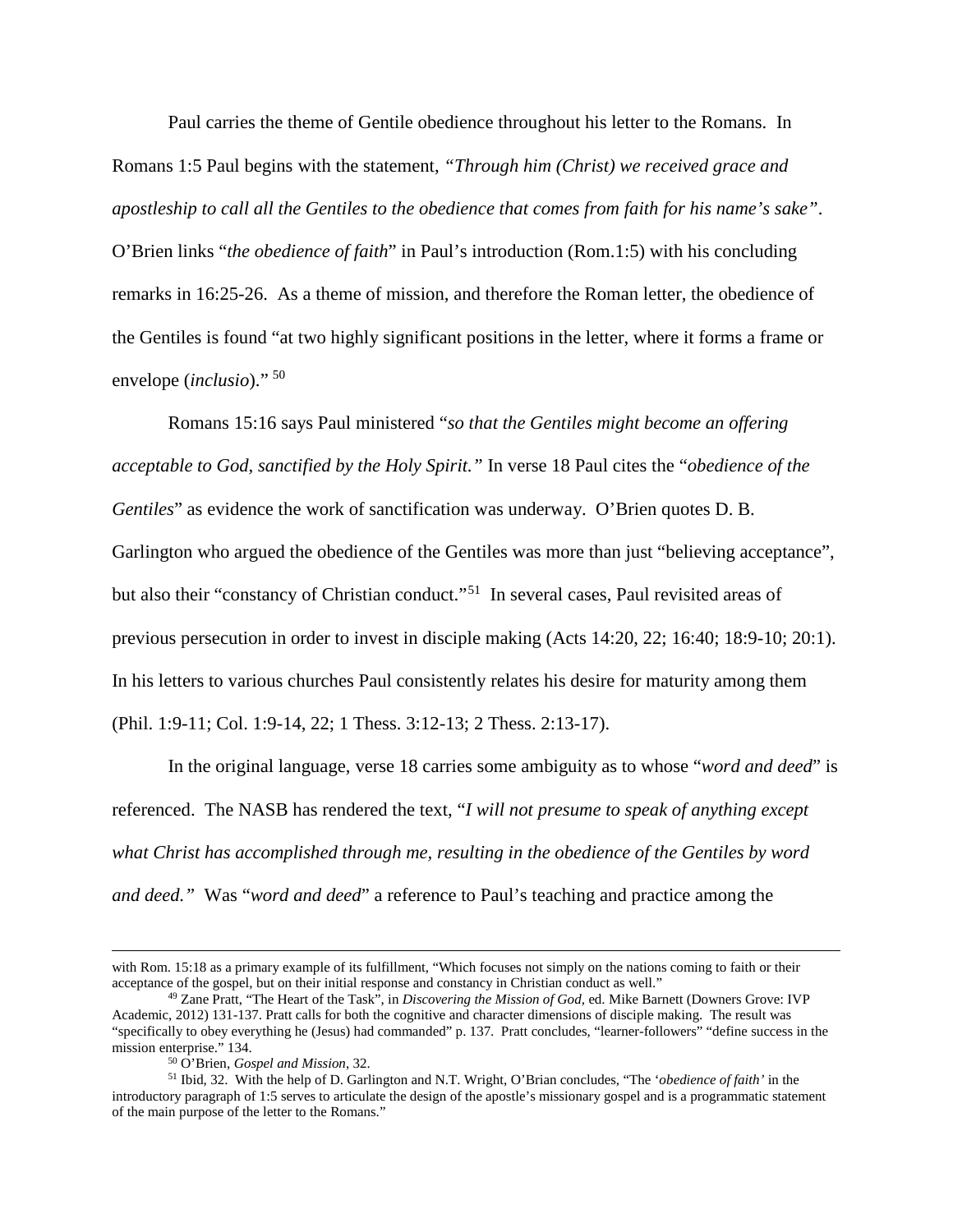Paul carries the theme of Gentile obedience throughout his letter to the Romans. In Romans 1:5 Paul begins with the statement, *"Through him (Christ) we received grace and apostleship to call all the Gentiles to the obedience that comes from faith for his name's sake"*. O'Brien links "*the obedience of faith*" in Paul's introduction (Rom.1:5) with his concluding remarks in 16:25-26. As a theme of mission, and therefore the Roman letter, the obedience of the Gentiles is found "at two highly significant positions in the letter, where it forms a frame or envelope (*inclusio*)." [50]

Romans 15:16 says Paul ministered "*so that the Gentiles might become an offering acceptable to God, sanctified by the Holy Spirit."* In verse 18 Paul cites the "*obedience of the Gentiles*" as evidence the work of sanctification was underway. O'Brien quotes D. B. Garlington who argued the obedience of the Gentiles was more than just "believing acceptance", but also their "constancy of Christian conduct."[51] In several cases, Paul revisited areas of previous persecution in order to invest in disciple making (Acts 14:20, 22; 16:40; 18:9-10; 20:1). In his letters to various churches Paul consistently relates his desire for maturity among them (Phil. 1:9-11; Col. 1:9-14, 22; 1 Thess. 3:12-13; 2 Thess. 2:13-17).

In the original language, verse 18 carries some ambiguity as to whose "*word and deed*" is referenced. The NASB has rendered the text, "*I will not presume to speak of anything except what Christ has accomplished through me, resulting in the obedience of the Gentiles by word and deed."* Was "*word and deed*" a reference to Paul's teaching and practice among the

---

with Rom. 15:18 as a primary example of its fulfillment, "Which focuses not simply on the nations coming to faith or their acceptance of the gospel, but on their initial response and constancy in Christian conduct as well."

[49] Zane Pratt, "The Heart of the Task", in *Discovering the Mission of God,* ed. Mike Barnett (Downers Grove: IVP Academic, 2012) 131-137. Pratt calls for both the cognitive and character dimensions of disciple making. The result was "specifically to obey everything he (Jesus) had commanded" p. 137. Pratt concludes, "learner-followers" "define success in the mission enterprise." 134.

[50] O'Brien, *Gospel and Mission*, 32.

[51] Ibid, 32. With the help of D. Garlington and N.T. Wright, O'Brian concludes, "The '*obedience of faith'* in the introductory paragraph of 1:5 serves to articulate the design of the apostle's missionary gospel and is a programmatic statement of the main purpose of the letter to the Romans."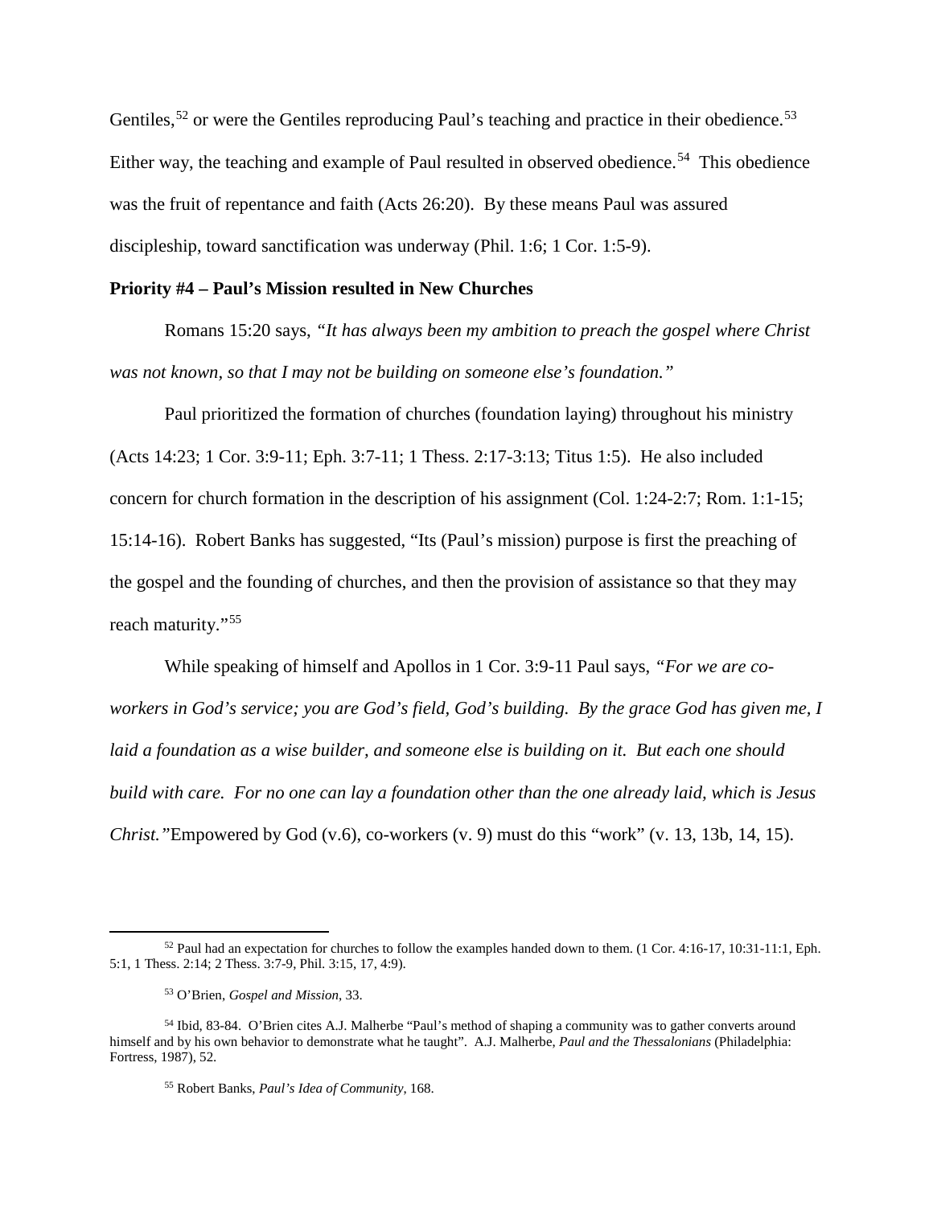Gentiles,[52] or were the Gentiles reproducing Paul's teaching and practice in their obedience.[53] Either way, the teaching and example of Paul resulted in observed obedience.[54] This obedience was the fruit of repentance and faith (Acts 26:20). By these means Paul was assured discipleship, toward sanctification was underway (Phil. 1:6; 1 Cor. 1:5-9).

**Priority #4 – Paul's Mission resulted in New Churches**

Romans 15:20 says, *"It has always been my ambition to preach the gospel where Christ was not known, so that I may not be building on someone else's foundation."*

Paul prioritized the formation of churches (foundation laying) throughout his ministry (Acts 14:23; 1 Cor. 3:9-11; Eph. 3:7-11; 1 Thess. 2:17-3:13; Titus 1:5). He also included concern for church formation in the description of his assignment (Col. 1:24-2:7; Rom. 1:1-15; 15:14-16). Robert Banks has suggested, "Its (Paul's mission) purpose is first the preaching of the gospel and the founding of churches, and then the provision of assistance so that they may reach maturity."[55]

While speaking of himself and Apollos in 1 Cor. 3:9-11 Paul says, *"For we are co-workers in God's service; you are God's field, God's building. By the grace God has given me, I laid a foundation as a wise builder, and someone else is building on it. But each one should build with care. For no one can lay a foundation other than the one already laid, which is Jesus Christ."* Empowered by God (v.6), co-workers (v. 9) must do this "work" (v. 13, 13b, 14, 15).

---

[52] Paul had an expectation for churches to follow the examples handed down to them. (1 Cor. 4:16-17, 10:31-11:1, Eph. 5:1, 1 Thess. 2:14; 2 Thess. 3:7-9, Phil. 3:15, 17, 4:9).

[53] O'Brien, *Gospel and Mission*, 33.

[54] Ibid, 83-84. O'Brien cites A.J. Malherbe "Paul's method of shaping a community was to gather converts around himself and by his own behavior to demonstrate what he taught". A.J. Malherbe, *Paul and the Thessalonians* (Philadelphia: Fortress, 1987), 52.

[55] Robert Banks, *Paul's Idea of Community*, 168.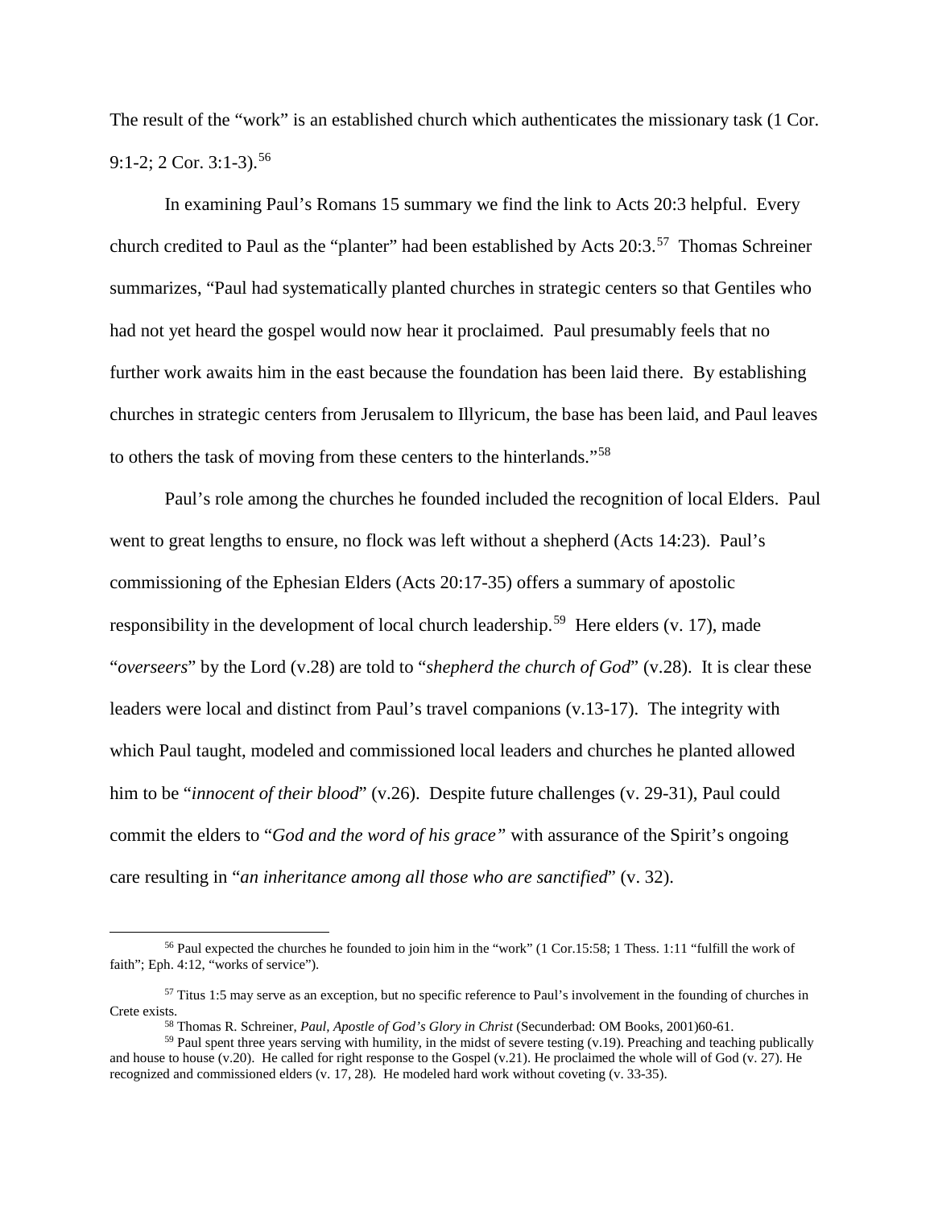The result of the "work" is an established church which authenticates the missionary task (1 Cor. 9:1-2; 2 Cor. 3:1-3).[56]

In examining Paul's Romans 15 summary we find the link to Acts 20:3 helpful. Every church credited to Paul as the "planter" had been established by Acts 20:3.[57] Thomas Schreiner summarizes, "Paul had systematically planted churches in strategic centers so that Gentiles who had not yet heard the gospel would now hear it proclaimed. Paul presumably feels that no further work awaits him in the east because the foundation has been laid there. By establishing churches in strategic centers from Jerusalem to Illyricum, the base has been laid, and Paul leaves to others the task of moving from these centers to the hinterlands."[58]

Paul's role among the churches he founded included the recognition of local Elders. Paul went to great lengths to ensure, no flock was left without a shepherd (Acts 14:23). Paul's commissioning of the Ephesian Elders (Acts 20:17-35) offers a summary of apostolic responsibility in the development of local church leadership.[59] Here elders (v. 17), made "*overseers*" by the Lord (v.28) are told to "*shepherd the church of God*" (v.28). It is clear these leaders were local and distinct from Paul's travel companions (v.13-17). The integrity with which Paul taught, modeled and commissioned local leaders and churches he planted allowed him to be "*innocent of their blood*" (v.26). Despite future challenges (v. 29-31), Paul could commit the elders to "*God and the word of his grace"* with assurance of the Spirit's ongoing care resulting in "*an inheritance among all those who are sanctified*" (v. 32).

---

[56] Paul expected the churches he founded to join him in the "work" (1 Cor.15:58; 1 Thess. 1:11 "fulfill the work of faith"; Eph. 4:12, "works of service").

[57] Titus 1:5 may serve as an exception, but no specific reference to Paul's involvement in the founding of churches in Crete exists.

[58] Thomas R. Schreiner, *Paul, Apostle of God's Glory in Christ* (Secunderbad: OM Books, 2001)60-61.

[59] Paul spent three years serving with humility, in the midst of severe testing (v.19). Preaching and teaching publically and house to house (v.20). He called for right response to the Gospel (v.21). He proclaimed the whole will of God (v. 27). He recognized and commissioned elders (v. 17, 28). He modeled hard work without coveting (v. 33-35).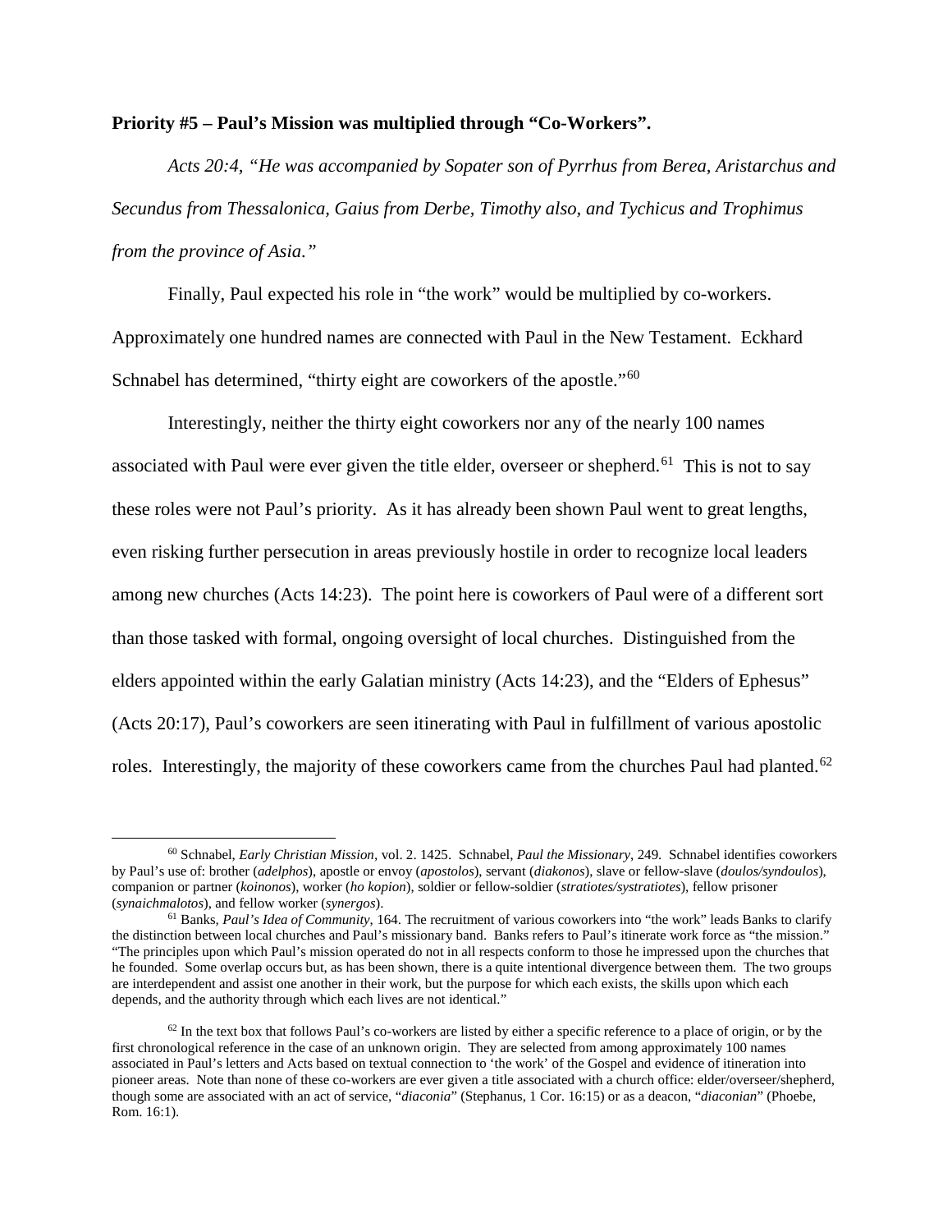**Priority #5 – Paul's Mission was multiplied through "Co-Workers".**

*Acts 20:4, "He was accompanied by Sopater son of Pyrrhus from Berea, Aristarchus and Secundus from Thessalonica, Gaius from Derbe, Timothy also, and Tychicus and Trophimus from the province of Asia."*

Finally, Paul expected his role in "the work" would be multiplied by co-workers. Approximately one hundred names are connected with Paul in the New Testament. Eckhard Schnabel has determined, "thirty eight are coworkers of the apostle."[60]

Interestingly, neither the thirty eight coworkers nor any of the nearly 100 names associated with Paul were ever given the title elder, overseer or shepherd.[61] This is not to say these roles were not Paul's priority. As it has already been shown Paul went to great lengths, even risking further persecution in areas previously hostile in order to recognize local leaders among new churches (Acts 14:23). The point here is coworkers of Paul were of a different sort than those tasked with formal, ongoing oversight of local churches. Distinguished from the elders appointed within the early Galatian ministry (Acts 14:23), and the "Elders of Ephesus" (Acts 20:17), Paul's coworkers are seen itinerating with Paul in fulfillment of various apostolic roles. Interestingly, the majority of these coworkers came from the churches Paul had planted.[62]

---

[60] Schnabel, *Early Christian Mission*, vol. 2. 1425. Schnabel, *Paul the Missionary*, 249. Schnabel identifies coworkers by Paul's use of: brother (*adelphos*), apostle or envoy (*apostolos*), servant (*diakonos*), slave or fellow-slave (*doulos/syndoulos*), companion or partner (*koinonos*), worker (*ho kopion*), soldier or fellow-soldier (*stratiotes/systratiotes*), fellow prisoner (*synaichmalotos*), and fellow worker (*synergos*).

[61] Banks, *Paul's Idea of Community*, 164. The recruitment of various coworkers into "the work" leads Banks to clarify the distinction between local churches and Paul's missionary band. Banks refers to Paul's itinerate work force as "the mission." "The principles upon which Paul's mission operated do not in all respects conform to those he impressed upon the churches that he founded. Some overlap occurs but, as has been shown, there is a quite intentional divergence between them. The two groups are interdependent and assist one another in their work, but the purpose for which each exists, the skills upon which each depends, and the authority through which each lives are not identical."

[62] In the text box that follows Paul's co-workers are listed by either a specific reference to a place of origin, or by the first chronological reference in the case of an unknown origin. They are selected from among approximately 100 names associated in Paul's letters and Acts based on textual connection to 'the work' of the Gospel and evidence of itineration into pioneer areas. Note than none of these co-workers are ever given a title associated with a church office: elder/overseer/shepherd, though some are associated with an act of service, "*diaconia*" (Stephanus, 1 Cor. 16:15) or as a deacon, "*diaconian*" (Phoebe, Rom. 16:1).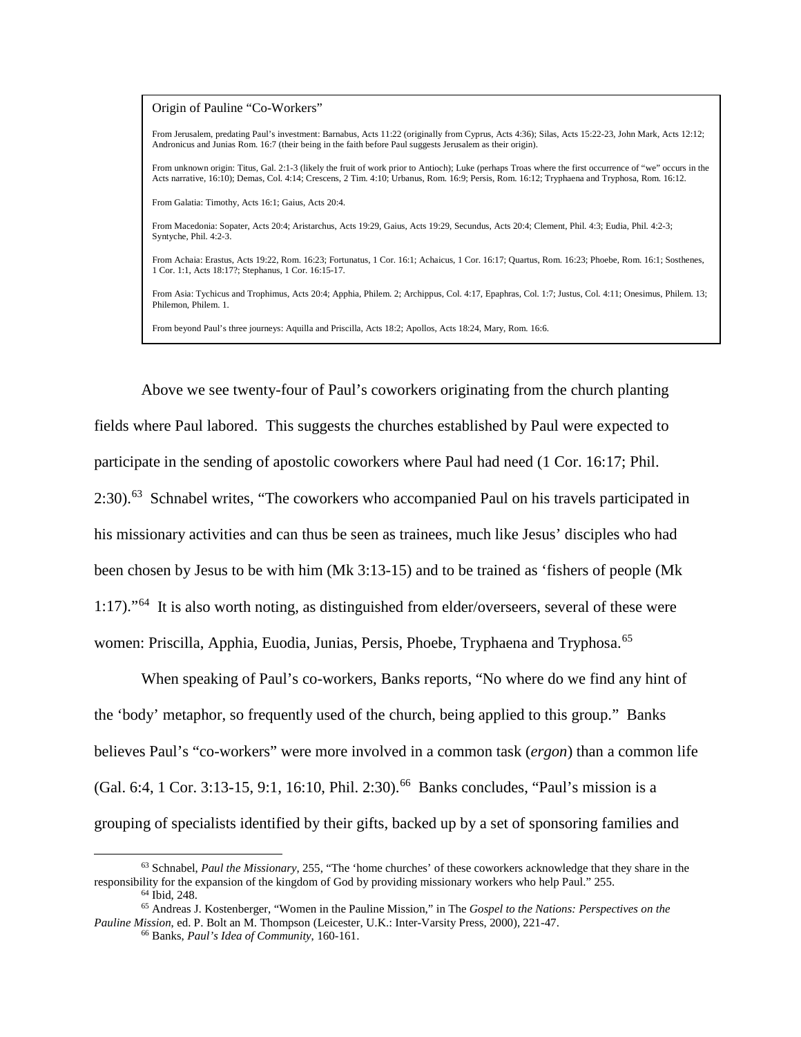Origin of Pauline "Co-Workers"

From Jerusalem, predating Paul's investment: Barnabus, Acts 11:22 (originally from Cyprus, Acts 4:36); Silas, Acts 15:22-23, John Mark, Acts 12:12; Andronicus and Junias Rom. 16:7 (their being in the faith before Paul suggests Jerusalem as their origin).

From unknown origin: Titus, Gal. 2:1-3 (likely the fruit of work prior to Antioch); Luke (perhaps Troas where the first occurrence of "we" occurs in the Acts narrative, 16:10); Demas, Col. 4:14; Crescens, 2 Tim. 4:10; Urbanus, Rom. 16:9; Persis, Rom. 16:12; Tryphaena and Tryphosa, Rom. 16:12.

From Galatia: Timothy, Acts 16:1; Gaius, Acts 20:4.

From Macedonia: Sopater, Acts 20:4; Aristarchus, Acts 19:29, Gaius, Acts 19:29, Secundus, Acts 20:4; Clement, Phil. 4:3; Eudia, Phil. 4:2-3; Syntyche, Phil. 4:2-3.

From Achaia: Erastus, Acts 19:22, Rom. 16:23; Fortunatus, 1 Cor. 16:1; Achaicus, 1 Cor. 16:17; Quartus, Rom. 16:23; Phoebe, Rom. 16:1; Sosthenes, 1 Cor. 1:1, Acts 18:17?; Stephanus, 1 Cor. 16:15-17.

From Asia: Tychicus and Trophimus, Acts 20:4; Apphia, Philem. 2; Archippus, Col. 4:17, Epaphras, Col. 1:7; Justus, Col. 4:11; Onesimus, Philem. 13; Philemon, Philem. 1.

From beyond Paul's three journeys: Aquilla and Priscilla, Acts 18:2; Apollos, Acts 18:24, Mary, Rom. 16:6.

Above we see twenty-four of Paul's coworkers originating from the church planting fields where Paul labored. This suggests the churches established by Paul were expected to participate in the sending of apostolic coworkers where Paul had need (1 Cor. 16:17; Phil. 2:30).[63] Schnabel writes, "The coworkers who accompanied Paul on his travels participated in his missionary activities and can thus be seen as trainees, much like Jesus' disciples who had been chosen by Jesus to be with him (Mk 3:13-15) and to be trained as 'fishers of people (Mk 1:17)."[64] It is also worth noting, as distinguished from elder/overseers, several of these were women: Priscilla, Apphia, Euodia, Junias, Persis, Phoebe, Tryphaena and Tryphosa.[65]

When speaking of Paul's co-workers, Banks reports, "No where do we find any hint of the 'body' metaphor, so frequently used of the church, being applied to this group." Banks believes Paul's "co-workers" were more involved in a common task (*ergon*) than a common life (Gal. 6:4, 1 Cor. 3:13-15, 9:1, 16:10, Phil. 2:30).[66] Banks concludes, "Paul's mission is a grouping of specialists identified by their gifts, backed up by a set of sponsoring families and

---

[63] Schnabel, *Paul the Missionary*, 255, "The 'home churches' of these coworkers acknowledge that they share in the responsibility for the expansion of the kingdom of God by providing missionary workers who help Paul." 255.

[64] Ibid, 248.

[65] Andreas J. Kostenberger, "Women in the Pauline Mission," in The *Gospel to the Nations: Perspectives on the Pauline Mission*, ed. P. Bolt an M. Thompson (Leicester, U.K.: Inter-Varsity Press, 2000), 221-47.

[66] Banks, *Paul's Idea of Community*, 160-161.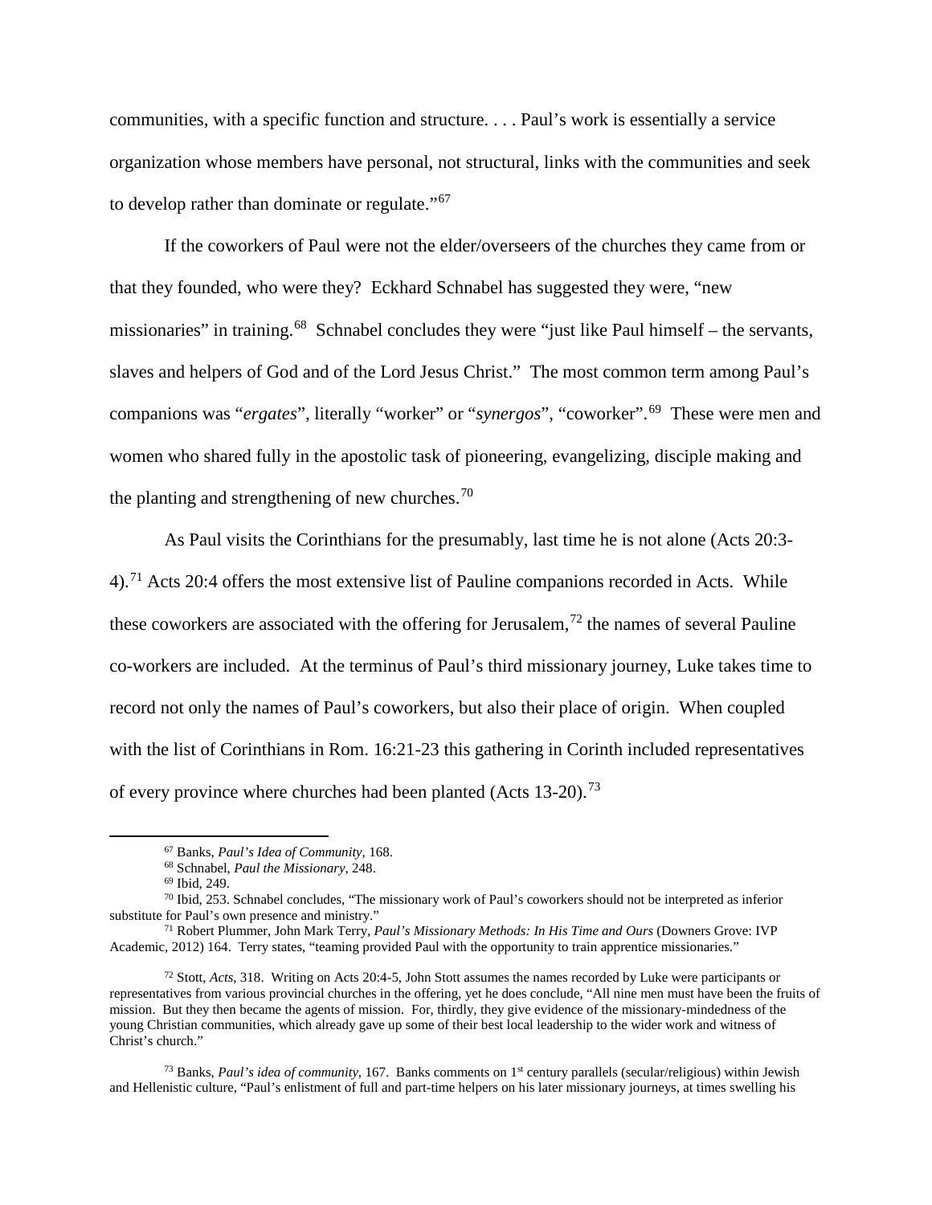communities, with a specific function and structure. . . . Paul's work is essentially a service organization whose members have personal, not structural, links with the communities and seek to develop rather than dominate or regulate."[67]

If the coworkers of Paul were not the elder/overseers of the churches they came from or that they founded, who were they? Eckhard Schnabel has suggested they were, "new missionaries" in training.[68] Schnabel concludes they were "just like Paul himself – the servants, slaves and helpers of God and of the Lord Jesus Christ." The most common term among Paul's companions was "*ergates*", literally "worker" or "*synergos*", "coworker".[69] These were men and women who shared fully in the apostolic task of pioneering, evangelizing, disciple making and the planting and strengthening of new churches.[70]

As Paul visits the Corinthians for the presumably, last time he is not alone (Acts 20:3-4).[71] Acts 20:4 offers the most extensive list of Pauline companions recorded in Acts. While these coworkers are associated with the offering for Jerusalem,[72] the names of several Pauline co-workers are included. At the terminus of Paul's third missionary journey, Luke takes time to record not only the names of Paul's coworkers, but also their place of origin. When coupled with the list of Corinthians in Rom. 16:21-23 this gathering in Corinth included representatives of every province where churches had been planted (Acts 13-20).[73]

---

[67] Banks, *Paul's Idea of Community*, 168.

[68] Schnabel, *Paul the Missionary*, 248.

[69] Ibid, 249.

[70] Ibid, 253. Schnabel concludes, "The missionary work of Paul's coworkers should not be interpreted as inferior substitute for Paul's own presence and ministry."

[71] Robert Plummer, John Mark Terry, *Paul's Missionary Methods: In His Time and Ours* (Downers Grove: IVP Academic, 2012) 164. Terry states, "teaming provided Paul with the opportunity to train apprentice missionaries."

[72] Stott, *Acts*, 318. Writing on Acts 20:4-5, John Stott assumes the names recorded by Luke were participants or representatives from various provincial churches in the offering, yet he does conclude, "All nine men must have been the fruits of mission. But they then became the agents of mission. For, thirdly, they give evidence of the missionary-mindedness of the young Christian communities, which already gave up some of their best local leadership to the wider work and witness of Christ's church."

[73] Banks, *Paul's idea of community*, 167. Banks comments on 1st century parallels (secular/religious) within Jewish and Hellenistic culture, "Paul's enlistment of full and part-time helpers on his later missionary journeys, at times swelling his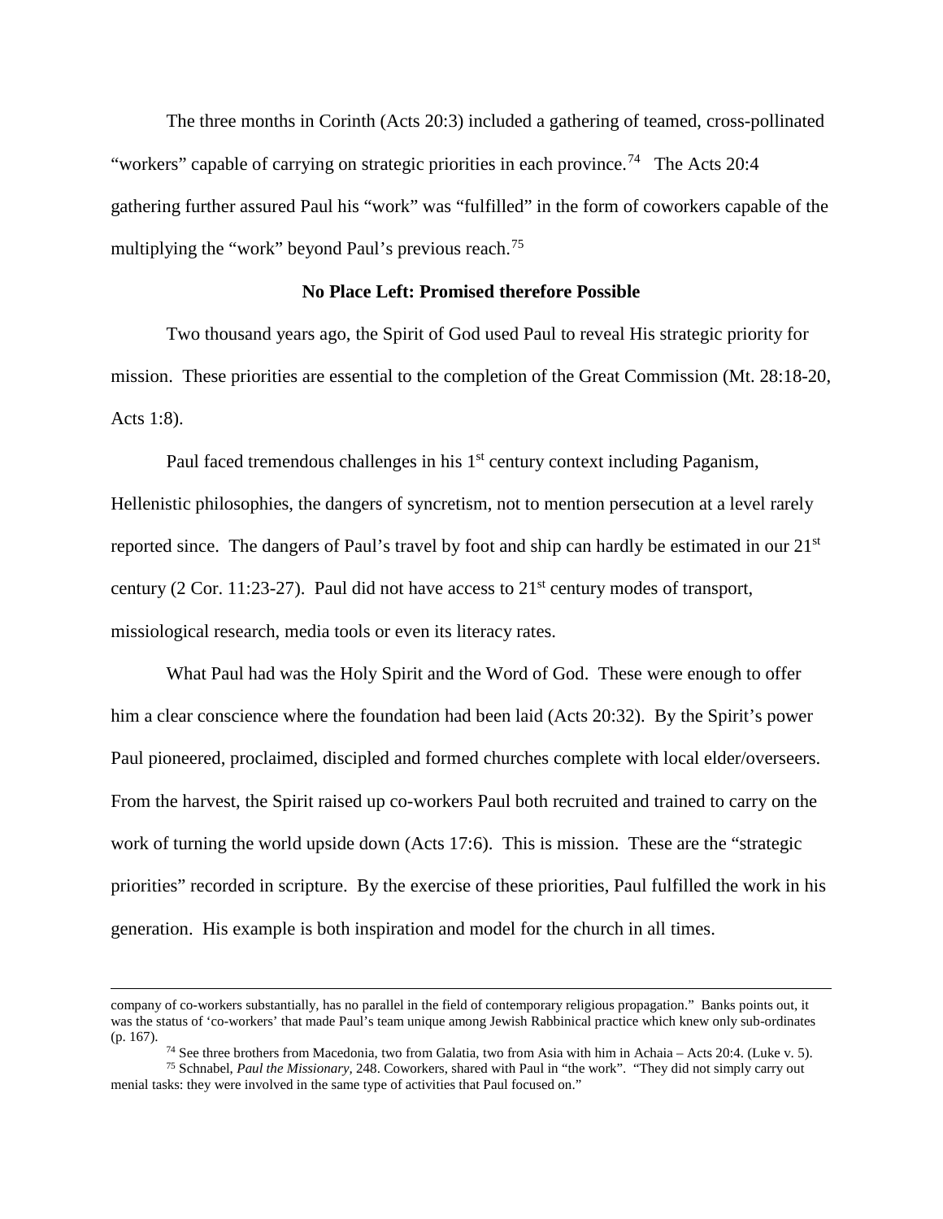The three months in Corinth (Acts 20:3) included a gathering of teamed, cross-pollinated "workers" capable of carrying on strategic priorities in each province.[74] The Acts 20:4 gathering further assured Paul his "work" was "fulfilled" in the form of coworkers capable of the multiplying the "work" beyond Paul's previous reach.[75]

### No Place Left: Promised therefore Possible

Two thousand years ago, the Spirit of God used Paul to reveal His strategic priority for mission. These priorities are essential to the completion of the Great Commission (Mt. 28:18-20, Acts 1:8).

Paul faced tremendous challenges in his 1st century context including Paganism, Hellenistic philosophies, the dangers of syncretism, not to mention persecution at a level rarely reported since. The dangers of Paul's travel by foot and ship can hardly be estimated in our 21st century (2 Cor. 11:23-27). Paul did not have access to 21st century modes of transport, missiological research, media tools or even its literacy rates.

What Paul had was the Holy Spirit and the Word of God. These were enough to offer him a clear conscience where the foundation had been laid (Acts 20:32). By the Spirit's power Paul pioneered, proclaimed, discipled and formed churches complete with local elder/overseers. From the harvest, the Spirit raised up co-workers Paul both recruited and trained to carry on the work of turning the world upside down (Acts 17:6). This is mission. These are the "strategic priorities" recorded in scripture. By the exercise of these priorities, Paul fulfilled the work in his generation. His example is both inspiration and model for the church in all times.

---

company of co-workers substantially, has no parallel in the field of contemporary religious propagation." Banks points out, it was the status of 'co-workers' that made Paul's team unique among Jewish Rabbinical practice which knew only sub-ordinates (p. 167).

[74] See three brothers from Macedonia, two from Galatia, two from Asia with him in Achaia – Acts 20:4. (Luke v. 5).

[75] Schnabel, *Paul the Missionary*, 248. Coworkers, shared with Paul in "the work". "They did not simply carry out menial tasks: they were involved in the same type of activities that Paul focused on."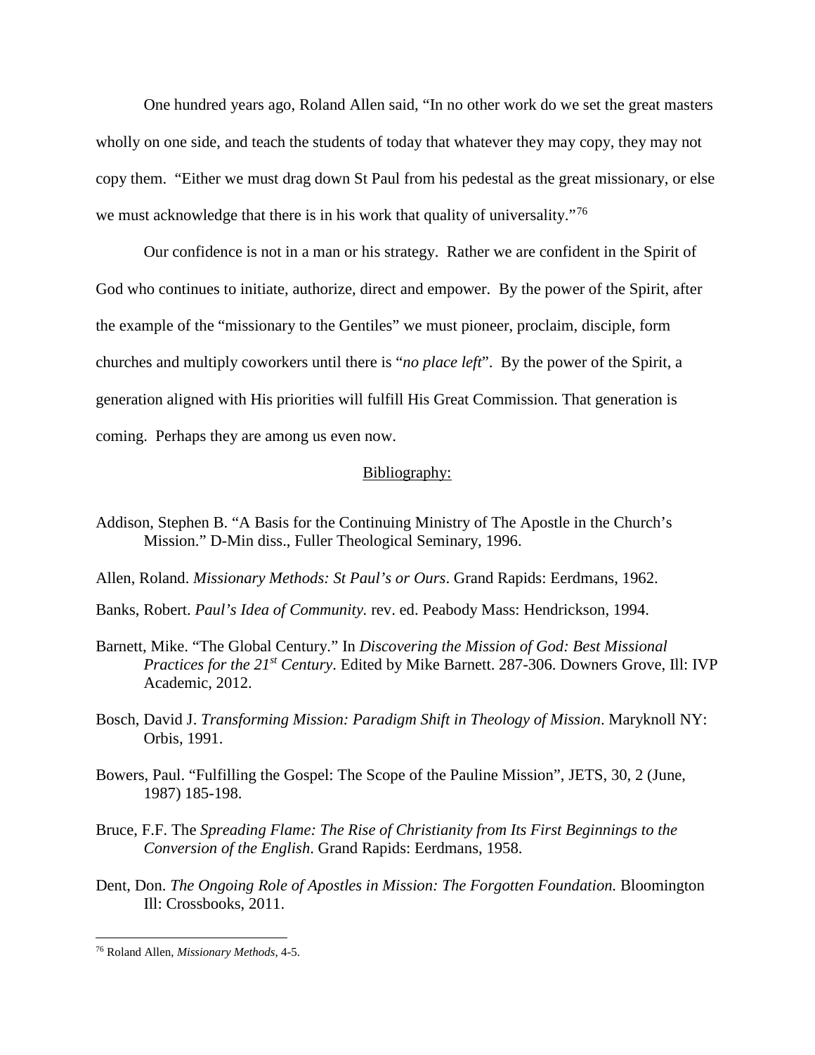One hundred years ago, Roland Allen said, "In no other work do we set the great masters wholly on one side, and teach the students of today that whatever they may copy, they may not copy them. "Either we must drag down St Paul from his pedestal as the great missionary, or else we must acknowledge that there is in his work that quality of universality."[76]

Our confidence is not in a man or his strategy. Rather we are confident in the Spirit of God who continues to initiate, authorize, direct and empower. By the power of the Spirit, after the example of the "missionary to the Gentiles" we must pioneer, proclaim, disciple, form churches and multiply coworkers until there is "*no place left*". By the power of the Spirit, a generation aligned with His priorities will fulfill His Great Commission. That generation is coming. Perhaps they are among us even now.

## Bibliography:

Addison, Stephen B. "A Basis for the Continuing Ministry of The Apostle in the Church's Mission." D-Min diss., Fuller Theological Seminary, 1996.

Allen, Roland. *Missionary Methods: St Paul's or Ours*. Grand Rapids: Eerdmans, 1962.

Banks, Robert. *Paul's Idea of Community.* rev. ed. Peabody Mass: Hendrickson, 1994.

Barnett, Mike. "The Global Century." In *Discovering the Mission of God: Best Missional Practices for the 21st Century*. Edited by Mike Barnett. 287-306. Downers Grove, Ill: IVP Academic, 2012.

Bosch, David J. *Transforming Mission: Paradigm Shift in Theology of Mission*. Maryknoll NY: Orbis, 1991.

Bowers, Paul. "Fulfilling the Gospel: The Scope of the Pauline Mission", JETS, 30, 2 (June, 1987) 185-198.

Bruce, F.F. The *Spreading Flame: The Rise of Christianity from Its First Beginnings to the Conversion of the English*. Grand Rapids: Eerdmans, 1958.

Dent, Don. *The Ongoing Role of Apostles in Mission: The Forgotten Foundation.* Bloomington Ill: Crossbooks, 2011.

---

[76] Roland Allen, *Missionary Methods*, 4-5.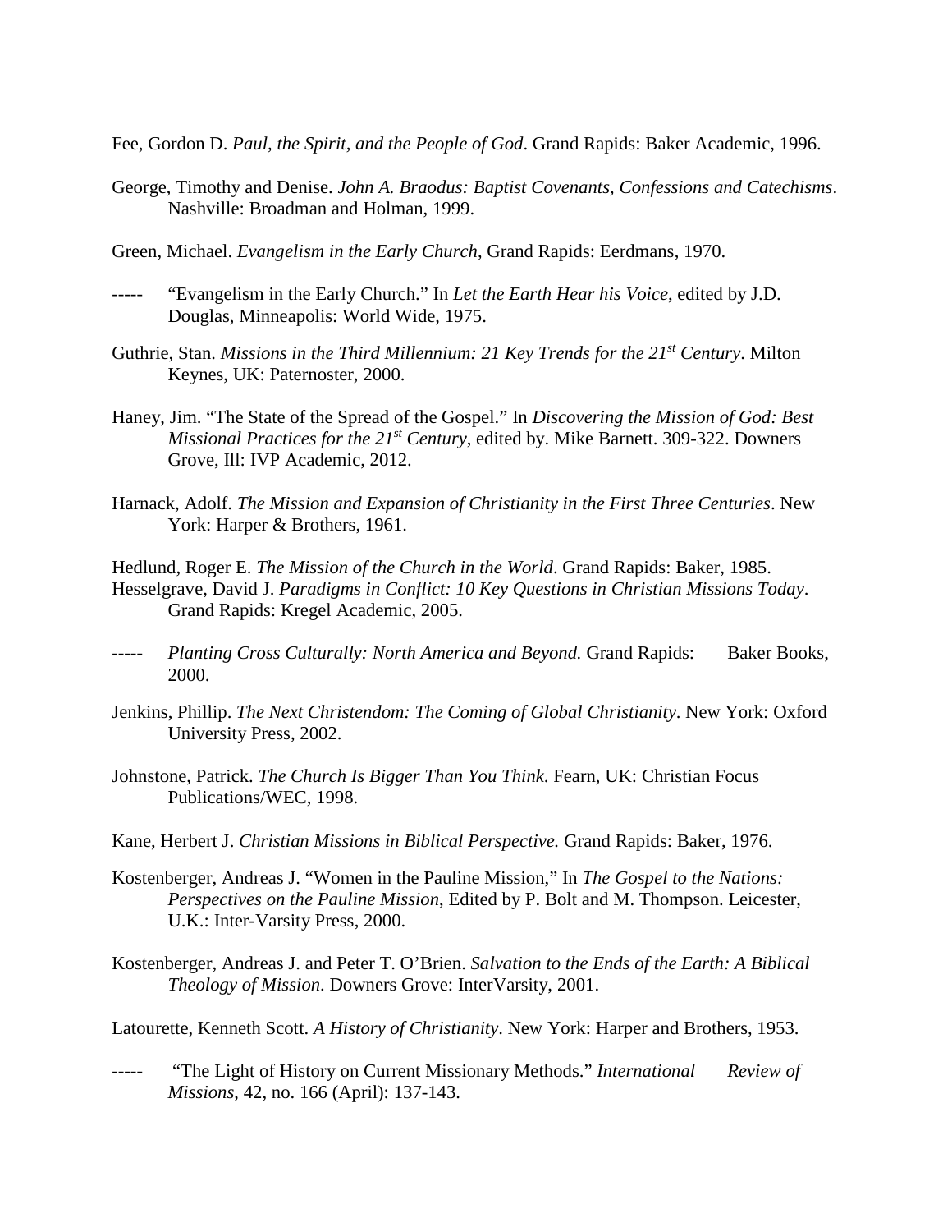Fee, Gordon D. *Paul, the Spirit, and the People of God*. Grand Rapids: Baker Academic, 1996.

George, Timothy and Denise. *John A. Braodus: Baptist Covenants, Confessions and Catechisms*. Nashville: Broadman and Holman, 1999.

Green, Michael. *Evangelism in the Early Church*, Grand Rapids: Eerdmans, 1970.

----- "Evangelism in the Early Church." In *Let the Earth Hear his Voice*, edited by J.D. Douglas, Minneapolis: World Wide, 1975.

Guthrie, Stan. *Missions in the Third Millennium: 21 Key Trends for the 21st Century*. Milton Keynes, UK: Paternoster, 2000.

Haney, Jim. "The State of the Spread of the Gospel." In *Discovering the Mission of God: Best Missional Practices for the 21st Century*, edited by. Mike Barnett. 309-322. Downers Grove, Ill: IVP Academic, 2012.

Harnack, Adolf. *The Mission and Expansion of Christianity in the First Three Centuries*. New York: Harper & Brothers, 1961.

Hedlund, Roger E. *The Mission of the Church in the World*. Grand Rapids: Baker, 1985.

Hesselgrave, David J. *Paradigms in Conflict: 10 Key Questions in Christian Missions Today*. Grand Rapids: Kregel Academic, 2005.

----- *Planting Cross Culturally: North America and Beyond.* Grand Rapids: Baker Books, 2000.

Jenkins, Phillip. *The Next Christendom: The Coming of Global Christianity*. New York: Oxford University Press, 2002.

Johnstone, Patrick. *The Church Is Bigger Than You Think*. Fearn, UK: Christian Focus Publications/WEC, 1998.

Kane, Herbert J. *Christian Missions in Biblical Perspective.* Grand Rapids: Baker, 1976.

Kostenberger, Andreas J. "Women in the Pauline Mission," In *The Gospel to the Nations: Perspectives on the Pauline Mission*, Edited by P. Bolt and M. Thompson. Leicester, U.K.: Inter-Varsity Press, 2000.

Kostenberger, Andreas J. and Peter T. O'Brien. *Salvation to the Ends of the Earth: A Biblical Theology of Mission*. Downers Grove: InterVarsity, 2001.

Latourette, Kenneth Scott. *A History of Christianity*. New York: Harper and Brothers, 1953.

----- "The Light of History on Current Missionary Methods." *International Review of Missions*, 42, no. 166 (April): 137-143.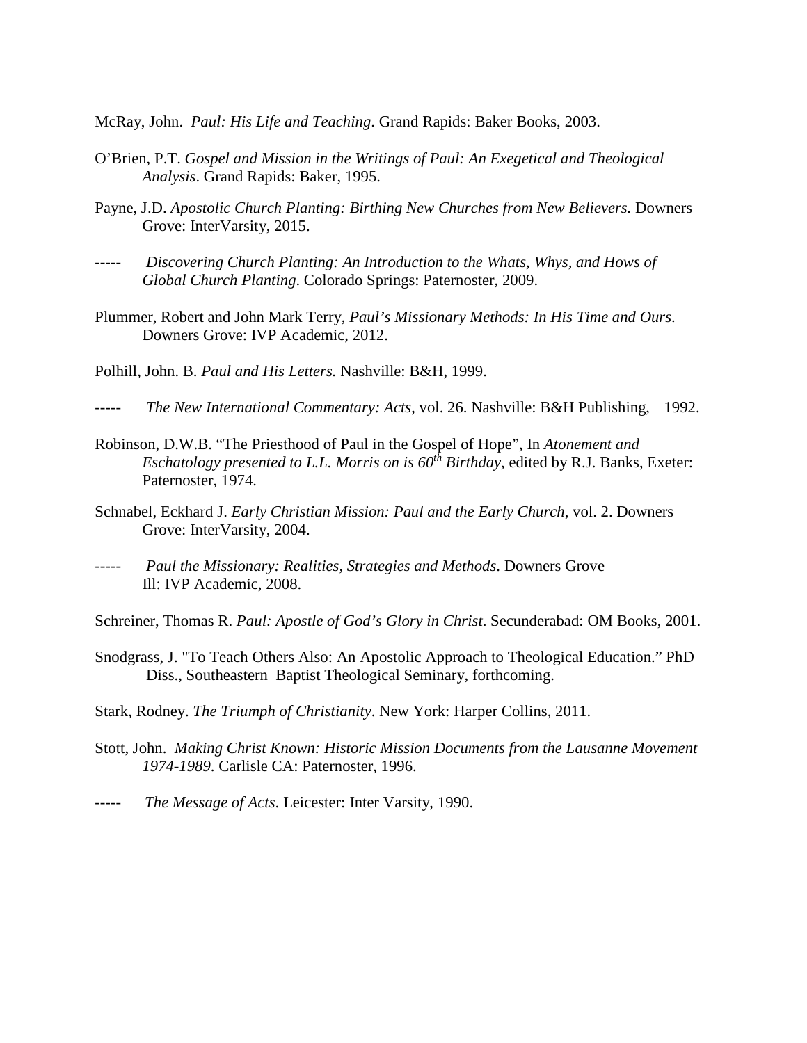McRay, John. *Paul: His Life and Teaching*. Grand Rapids: Baker Books, 2003.

O'Brien, P.T. *Gospel and Mission in the Writings of Paul: An Exegetical and Theological Analysis*. Grand Rapids: Baker, 1995.

Payne, J.D. *Apostolic Church Planting: Birthing New Churches from New Believers.* Downers Grove: InterVarsity, 2015.

----- *Discovering Church Planting: An Introduction to the Whats, Whys, and Hows of Global Church Planting*. Colorado Springs: Paternoster, 2009.

Plummer, Robert and John Mark Terry, *Paul's Missionary Methods: In His Time and Ours*. Downers Grove: IVP Academic, 2012.

Polhill, John. B. *Paul and His Letters.* Nashville: B&H, 1999.

----- *The New International Commentary: Acts*, vol. 26. Nashville: B&H Publishing, 1992.

Robinson, D.W.B. "The Priesthood of Paul in the Gospel of Hope", In *Atonement and Eschatology presented to L.L. Morris on is 60th Birthday*, edited by R.J. Banks, Exeter: Paternoster, 1974.

Schnabel, Eckhard J. *Early Christian Mission: Paul and the Early Church*, vol. 2. Downers Grove: InterVarsity, 2004.

----- *Paul the Missionary: Realities, Strategies and Methods*. Downers Grove Ill: IVP Academic, 2008.

Schreiner, Thomas R. *Paul: Apostle of God's Glory in Christ*. Secunderabad: OM Books, 2001.

Snodgrass, J. "To Teach Others Also: An Apostolic Approach to Theological Education." PhD Diss., Southeastern Baptist Theological Seminary, forthcoming.

Stark, Rodney. *The Triumph of Christianity*. New York: Harper Collins, 2011.

Stott, John. *Making Christ Known: Historic Mission Documents from the Lausanne Movement 1974-1989*. Carlisle CA: Paternoster, 1996.

----- *The Message of Acts*. Leicester: Inter Varsity, 1990.